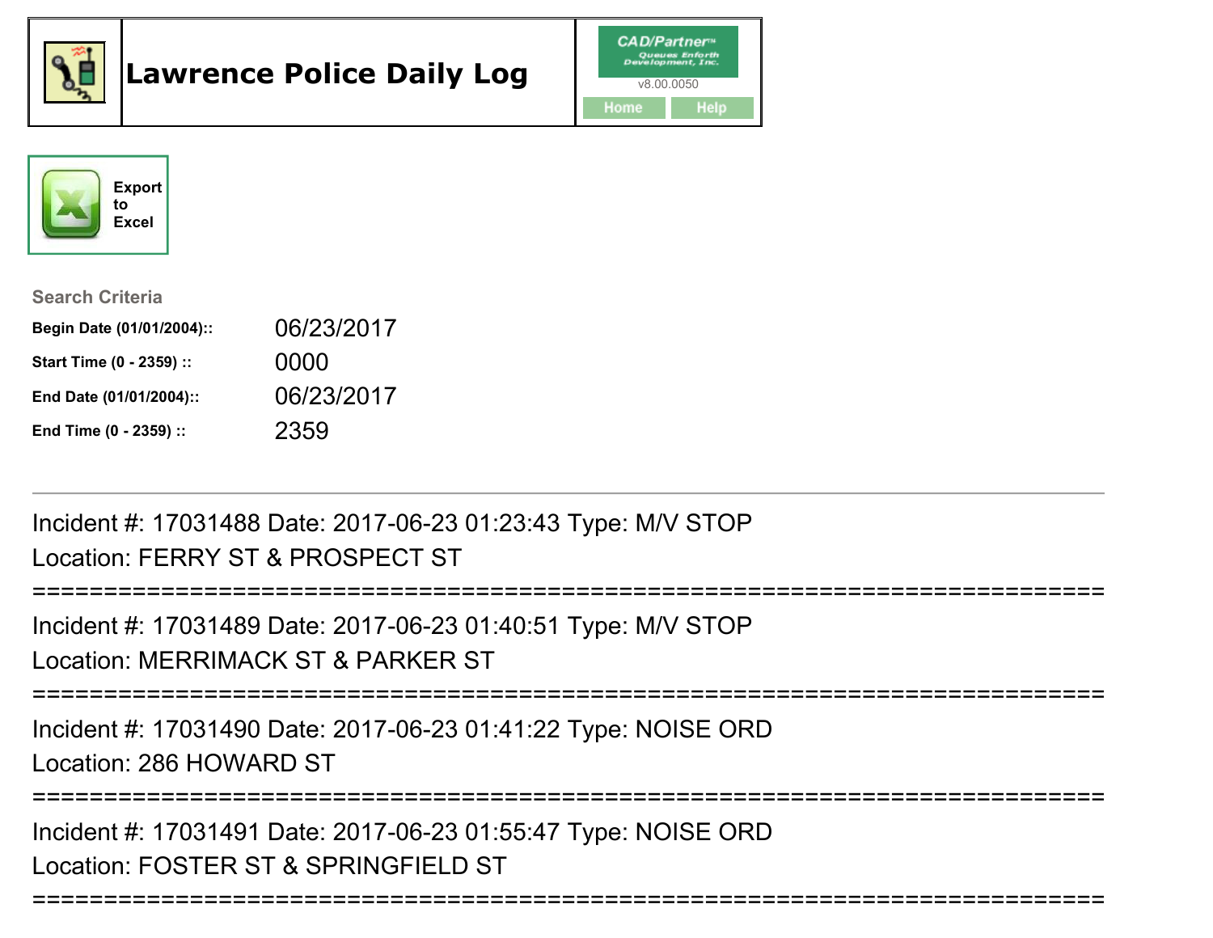# Lawrence Police Daily Log

CAD/Partner™
Queues Enforth Development, Inc.
v8.00.0050

Home Help

Export to Excel

**Search Criteria**

| | |
|---|---|
| **Begin Date (01/01/2004)::** | 06/23/2017 |
| **Start Time (0 - 2359) ::** | 0000 |
| **End Date (01/01/2004)::** | 06/23/2017 |
| **End Time (0 - 2359) ::** | 2359 |

---

Incident #: 17031488 Date: 2017-06-23 01:23:43 Type: M/V STOP
Location: FERRY ST & PROSPECT ST

===========================================================================

Incident #: 17031489 Date: 2017-06-23 01:40:51 Type: M/V STOP
Location: MERRIMACK ST & PARKER ST

===========================================================================

Incident #: 17031490 Date: 2017-06-23 01:41:22 Type: NOISE ORD
Location: 286 HOWARD ST

===========================================================================

Incident #: 17031491 Date: 2017-06-23 01:55:47 Type: NOISE ORD
Location: FOSTER ST & SPRINGFIELD ST

===========================================================================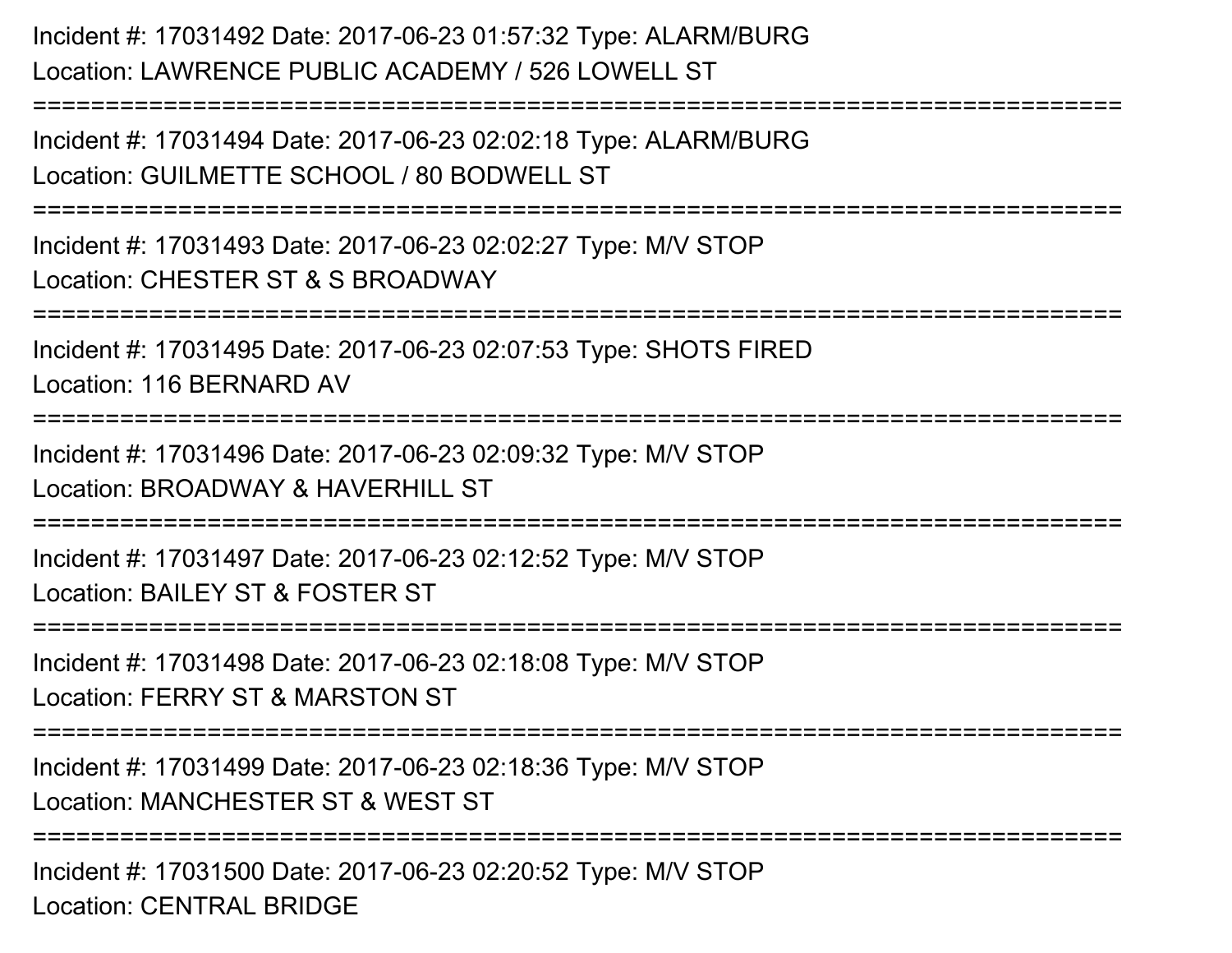Incident #: 17031492 Date: 2017-06-23 01:57:32 Type: ALARM/BURG
Location: LAWRENCE PUBLIC ACADEMY / 526 LOWELL ST

===========================================================================

Incident #: 17031494 Date: 2017-06-23 02:02:18 Type: ALARM/BURG
Location: GUILMETTE SCHOOL / 80 BODWELL ST

===========================================================================

Incident #: 17031493 Date: 2017-06-23 02:02:27 Type: M/V STOP
Location: CHESTER ST & S BROADWAY

===========================================================================

Incident #: 17031495 Date: 2017-06-23 02:07:53 Type: SHOTS FIRED
Location: 116 BERNARD AV

===========================================================================

Incident #: 17031496 Date: 2017-06-23 02:09:32 Type: M/V STOP
Location: BROADWAY & HAVERHILL ST

===========================================================================

Incident #: 17031497 Date: 2017-06-23 02:12:52 Type: M/V STOP
Location: BAILEY ST & FOSTER ST

===========================================================================

Incident #: 17031498 Date: 2017-06-23 02:18:08 Type: M/V STOP
Location: FERRY ST & MARSTON ST

===========================================================================

Incident #: 17031499 Date: 2017-06-23 02:18:36 Type: M/V STOP
Location: MANCHESTER ST & WEST ST

===========================================================================

Incident #: 17031500 Date: 2017-06-23 02:20:52 Type: M/V STOP
Location: CENTRAL BRIDGE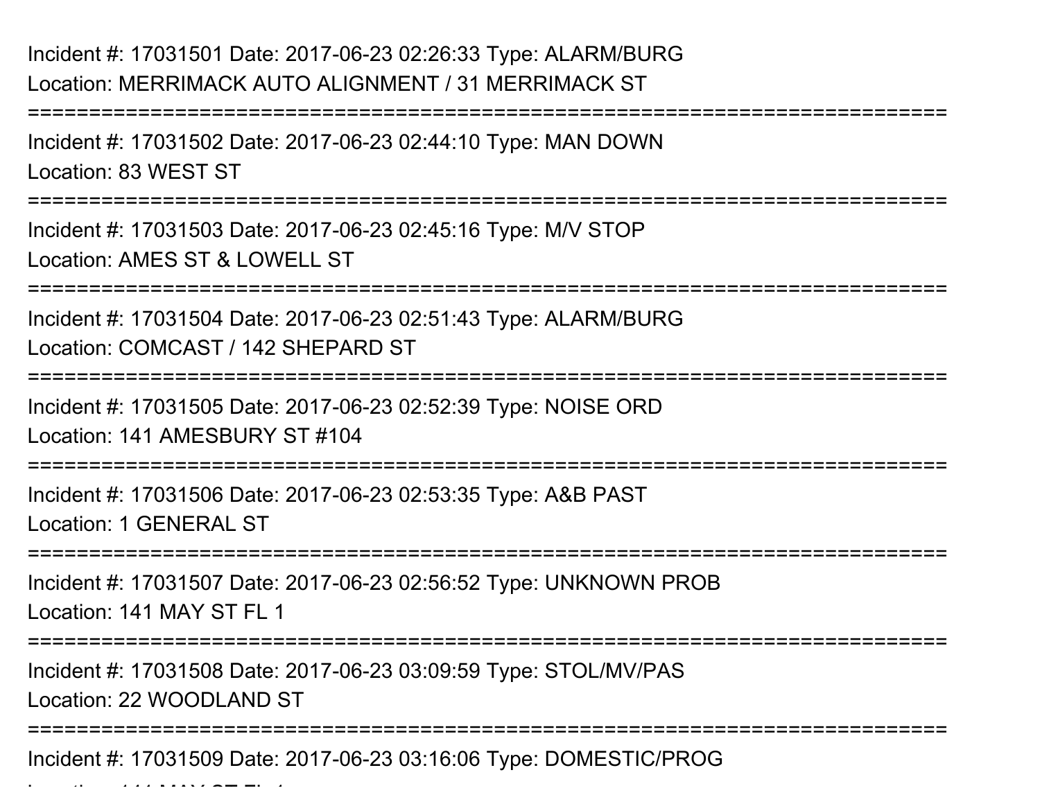Incident #: 17031501 Date: 2017-06-23 02:26:33 Type: ALARM/BURG
Location: MERRIMACK AUTO ALIGNMENT / 31 MERRIMACK ST

===========================================================================

Incident #: 17031502 Date: 2017-06-23 02:44:10 Type: MAN DOWN
Location: 83 WEST ST

===========================================================================

Incident #: 17031503 Date: 2017-06-23 02:45:16 Type: M/V STOP
Location: AMES ST & LOWELL ST

===========================================================================

Incident #: 17031504 Date: 2017-06-23 02:51:43 Type: ALARM/BURG
Location: COMCAST / 142 SHEPARD ST

===========================================================================

Incident #: 17031505 Date: 2017-06-23 02:52:39 Type: NOISE ORD
Location: 141 AMESBURY ST #104

===========================================================================

Incident #: 17031506 Date: 2017-06-23 02:53:35 Type: A&B PAST
Location: 1 GENERAL ST

===========================================================================

Incident #: 17031507 Date: 2017-06-23 02:56:52 Type: UNKNOWN PROB
Location: 141 MAY ST FL 1

===========================================================================

Incident #: 17031508 Date: 2017-06-23 03:09:59 Type: STOL/MV/PAS
Location: 22 WOODLAND ST

===========================================================================

Incident #: 17031509 Date: 2017-06-23 03:16:06 Type: DOMESTIC/PROG
Location: 141 MAY ST FL 1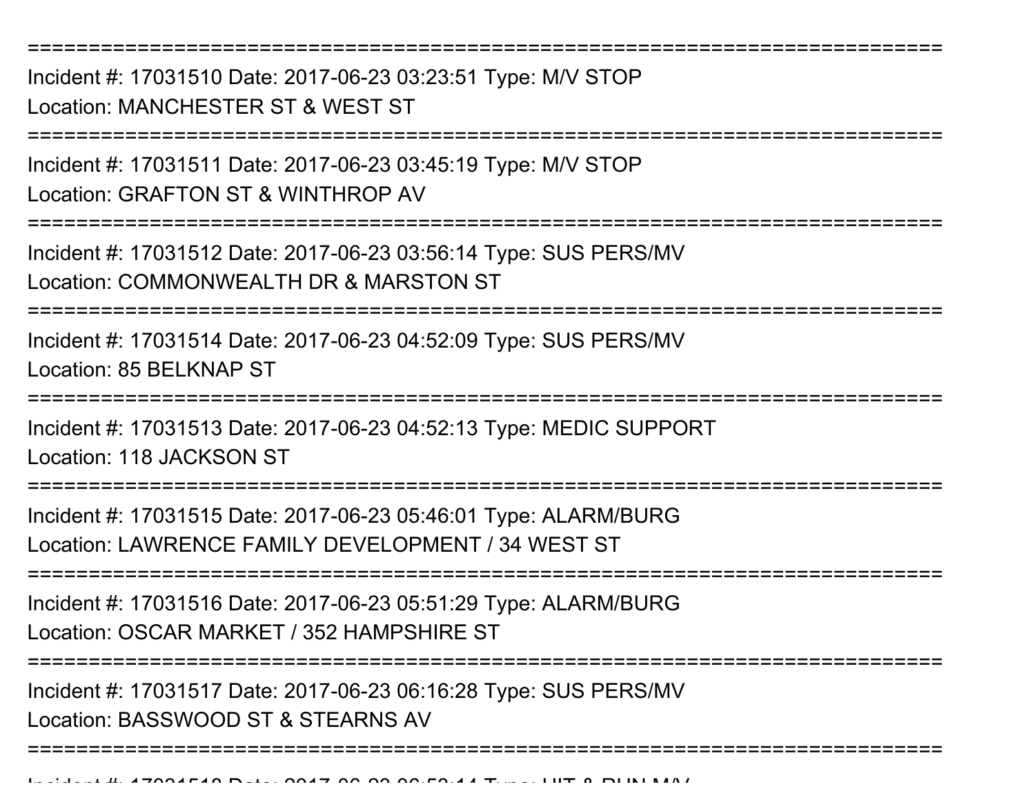===========================================================================
Incident #: 17031510 Date: 2017-06-23 03:23:51 Type: M/V STOP
Location: MANCHESTER ST & WEST ST
===========================================================================
Incident #: 17031511 Date: 2017-06-23 03:45:19 Type: M/V STOP
Location: GRAFTON ST & WINTHROP AV
===========================================================================
Incident #: 17031512 Date: 2017-06-23 03:56:14 Type: SUS PERS/MV
Location: COMMONWEALTH DR & MARSTON ST
===========================================================================
Incident #: 17031514 Date: 2017-06-23 04:52:09 Type: SUS PERS/MV
Location: 85 BELKNAP ST
===========================================================================
Incident #: 17031513 Date: 2017-06-23 04:52:13 Type: MEDIC SUPPORT
Location: 118 JACKSON ST
===========================================================================
Incident #: 17031515 Date: 2017-06-23 05:46:01 Type: ALARM/BURG
Location: LAWRENCE FAMILY DEVELOPMENT / 34 WEST ST
===========================================================================
Incident #: 17031516 Date: 2017-06-23 05:51:29 Type: ALARM/BURG
Location: OSCAR MARKET / 352 HAMPSHIRE ST
===========================================================================
Incident #: 17031517 Date: 2017-06-23 06:16:28 Type: SUS PERS/MV
Location: BASSWOOD ST & STEARNS AV
===========================================================================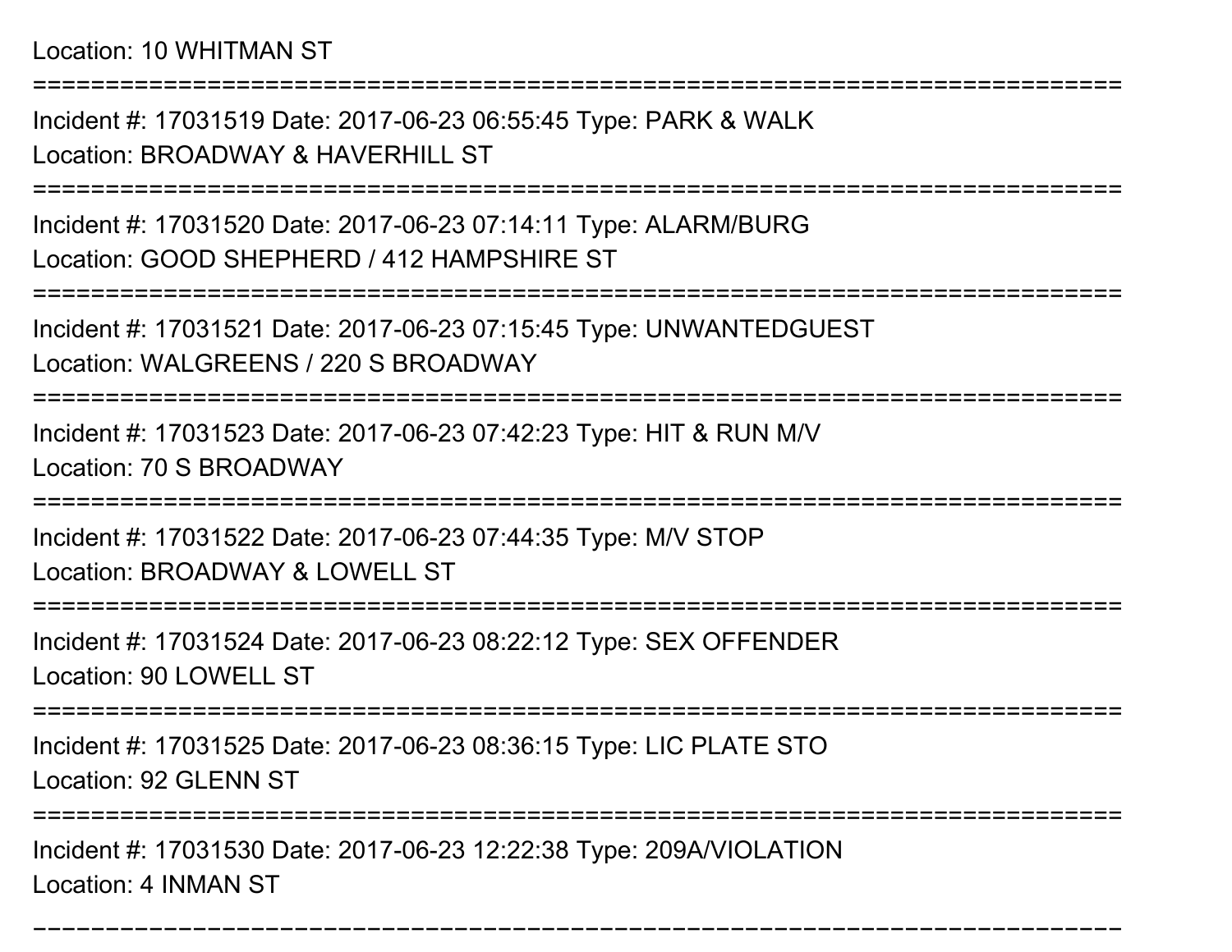Location: 10 WHITMAN ST

===========================================================================

Incident #: 17031519 Date: 2017-06-23 06:55:45 Type: PARK & WALK
Location: BROADWAY & HAVERHILL ST

===========================================================================

Incident #: 17031520 Date: 2017-06-23 07:14:11 Type: ALARM/BURG
Location: GOOD SHEPHERD / 412 HAMPSHIRE ST

===========================================================================

Incident #: 17031521 Date: 2017-06-23 07:15:45 Type: UNWANTEDGUEST
Location: WALGREENS / 220 S BROADWAY

===========================================================================

Incident #: 17031523 Date: 2017-06-23 07:42:23 Type: HIT & RUN M/V
Location: 70 S BROADWAY

===========================================================================

Incident #: 17031522 Date: 2017-06-23 07:44:35 Type: M/V STOP
Location: BROADWAY & LOWELL ST

===========================================================================

Incident #: 17031524 Date: 2017-06-23 08:22:12 Type: SEX OFFENDER
Location: 90 LOWELL ST

===========================================================================

Incident #: 17031525 Date: 2017-06-23 08:36:15 Type: LIC PLATE STO
Location: 92 GLENN ST

===========================================================================

Incident #: 17031530 Date: 2017-06-23 12:22:38 Type: 209A/VIOLATION
Location: 4 INMAN ST

===========================================================================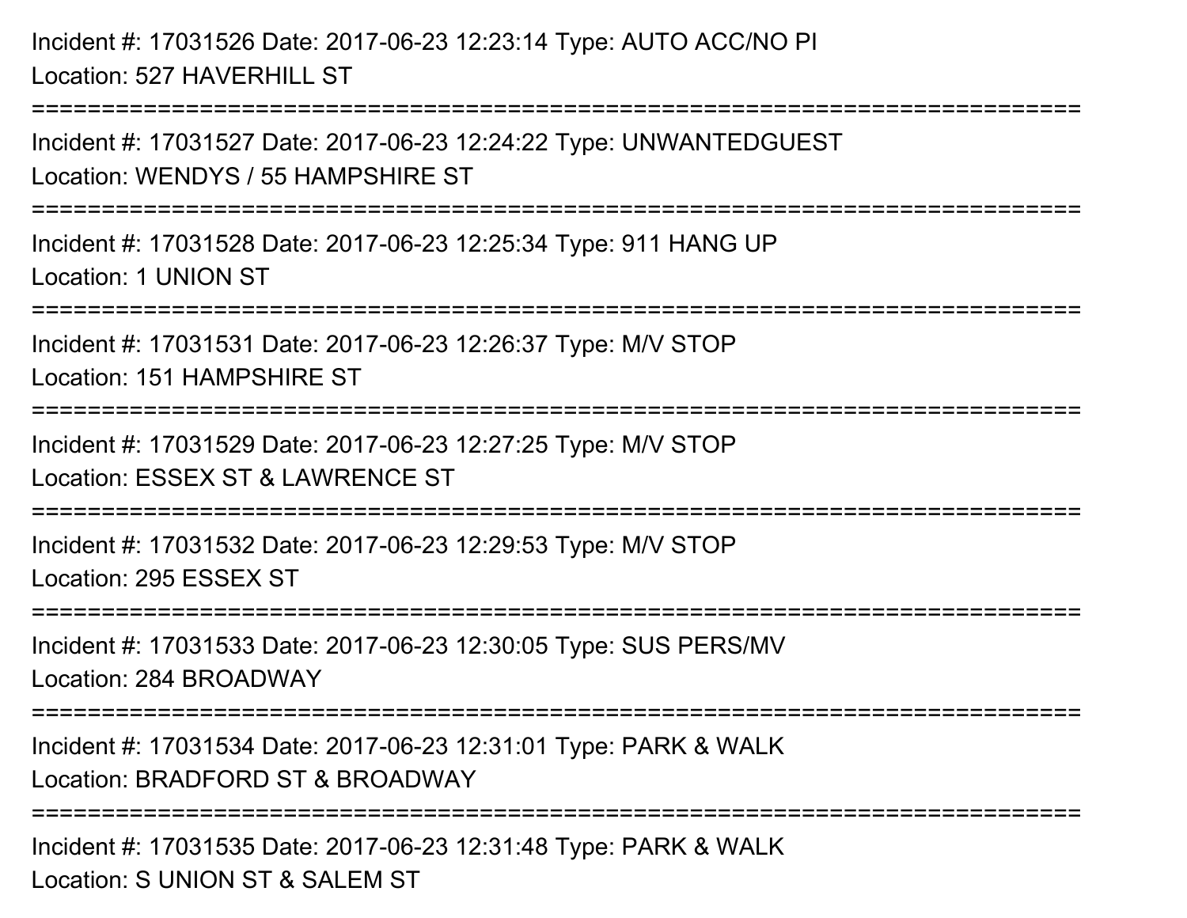Incident #: 17031526 Date: 2017-06-23 12:23:14 Type: AUTO ACC/NO PI
Location: 527 HAVERHILL ST

===========================================================================

Incident #: 17031527 Date: 2017-06-23 12:24:22 Type: UNWANTEDGUEST
Location: WENDYS / 55 HAMPSHIRE ST

===========================================================================

Incident #: 17031528 Date: 2017-06-23 12:25:34 Type: 911 HANG UP
Location: 1 UNION ST

===========================================================================

Incident #: 17031531 Date: 2017-06-23 12:26:37 Type: M/V STOP
Location: 151 HAMPSHIRE ST

===========================================================================

Incident #: 17031529 Date: 2017-06-23 12:27:25 Type: M/V STOP
Location: ESSEX ST & LAWRENCE ST

===========================================================================

Incident #: 17031532 Date: 2017-06-23 12:29:53 Type: M/V STOP
Location: 295 ESSEX ST

===========================================================================

Incident #: 17031533 Date: 2017-06-23 12:30:05 Type: SUS PERS/MV
Location: 284 BROADWAY

===========================================================================

Incident #: 17031534 Date: 2017-06-23 12:31:01 Type: PARK & WALK
Location: BRADFORD ST & BROADWAY

===========================================================================

Incident #: 17031535 Date: 2017-06-23 12:31:48 Type: PARK & WALK
Location: S UNION ST & SALEM ST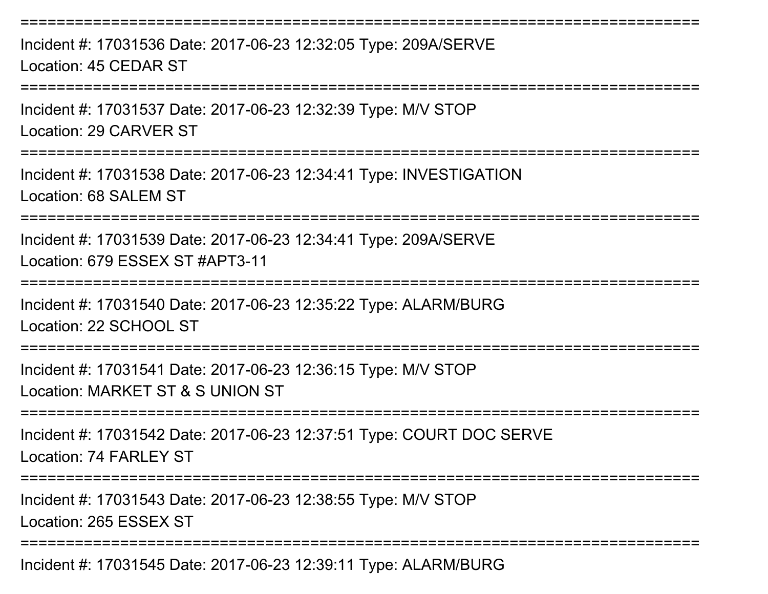===========================================================================
Incident #: 17031536 Date: 2017-06-23 12:32:05 Type: 209A/SERVE
Location: 45 CEDAR ST
===========================================================================
Incident #: 17031537 Date: 2017-06-23 12:32:39 Type: M/V STOP
Location: 29 CARVER ST
===========================================================================
Incident #: 17031538 Date: 2017-06-23 12:34:41 Type: INVESTIGATION
Location: 68 SALEM ST
===========================================================================
Incident #: 17031539 Date: 2017-06-23 12:34:41 Type: 209A/SERVE
Location: 679 ESSEX ST #APT3-11
===========================================================================
Incident #: 17031540 Date: 2017-06-23 12:35:22 Type: ALARM/BURG
Location: 22 SCHOOL ST
===========================================================================
Incident #: 17031541 Date: 2017-06-23 12:36:15 Type: M/V STOP
Location: MARKET ST & S UNION ST
===========================================================================
Incident #: 17031542 Date: 2017-06-23 12:37:51 Type: COURT DOC SERVE
Location: 74 FARLEY ST
===========================================================================
Incident #: 17031543 Date: 2017-06-23 12:38:55 Type: M/V STOP
Location: 265 ESSEX ST
===========================================================================
Incident #: 17031545 Date: 2017-06-23 12:39:11 Type: ALARM/BURG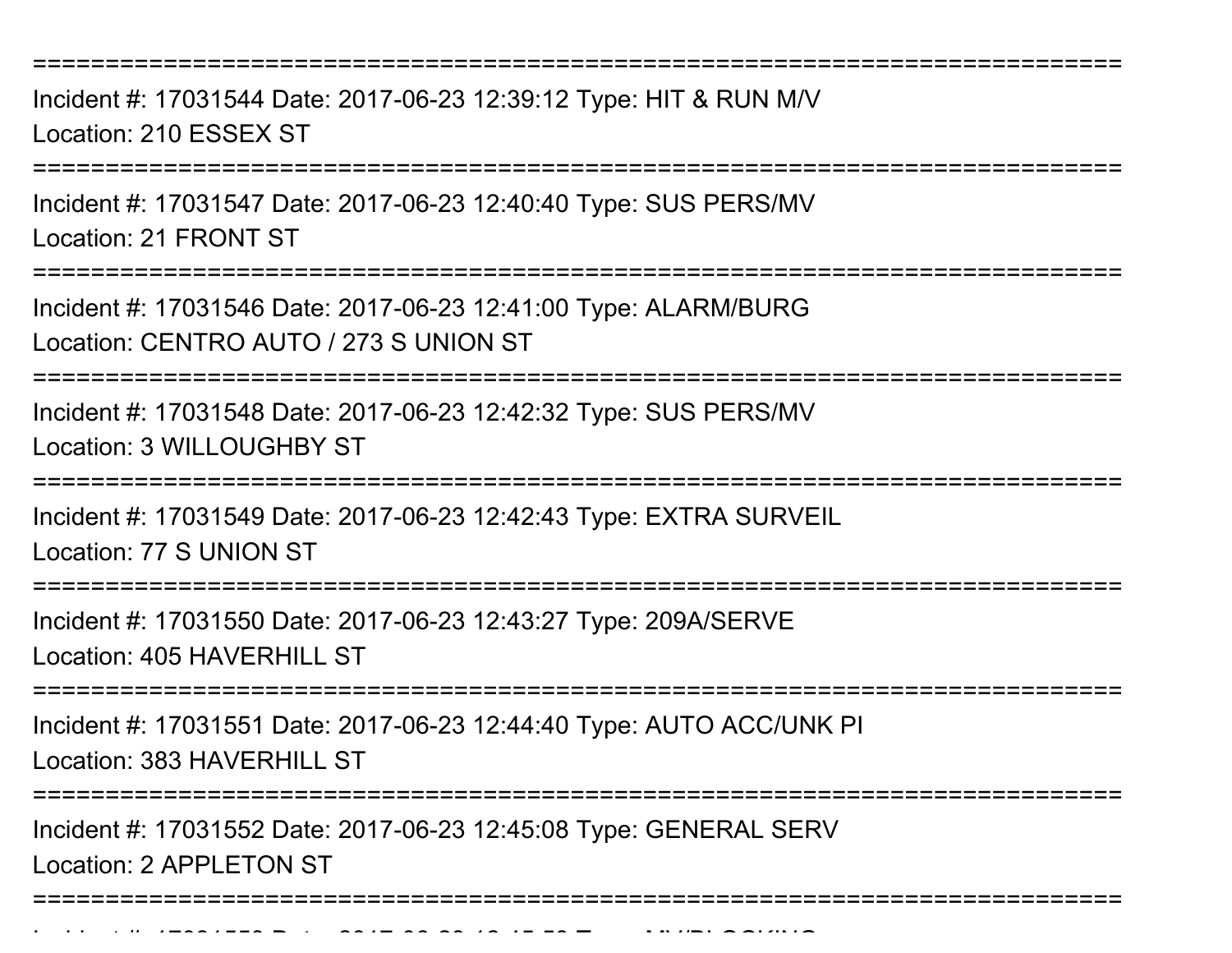==============================================================================

Incident #: 17031544 Date: 2017-06-23 12:39:12 Type: HIT & RUN M/V
Location: 210 ESSEX ST

==============================================================================

Incident #: 17031547 Date: 2017-06-23 12:40:40 Type: SUS PERS/MV
Location: 21 FRONT ST

==============================================================================

Incident #: 17031546 Date: 2017-06-23 12:41:00 Type: ALARM/BURG
Location: CENTRO AUTO / 273 S UNION ST

==============================================================================

Incident #: 17031548 Date: 2017-06-23 12:42:32 Type: SUS PERS/MV
Location: 3 WILLOUGHBY ST

==============================================================================

Incident #: 17031549 Date: 2017-06-23 12:42:43 Type: EXTRA SURVEIL
Location: 77 S UNION ST

==============================================================================

Incident #: 17031550 Date: 2017-06-23 12:43:27 Type: 209A/SERVE
Location: 405 HAVERHILL ST

==============================================================================

Incident #: 17031551 Date: 2017-06-23 12:44:40 Type: AUTO ACC/UNK PI
Location: 383 HAVERHILL ST

==============================================================================

Incident #: 17031552 Date: 2017-06-23 12:45:08 Type: GENERAL SERV
Location: 2 APPLETON ST

==============================================================================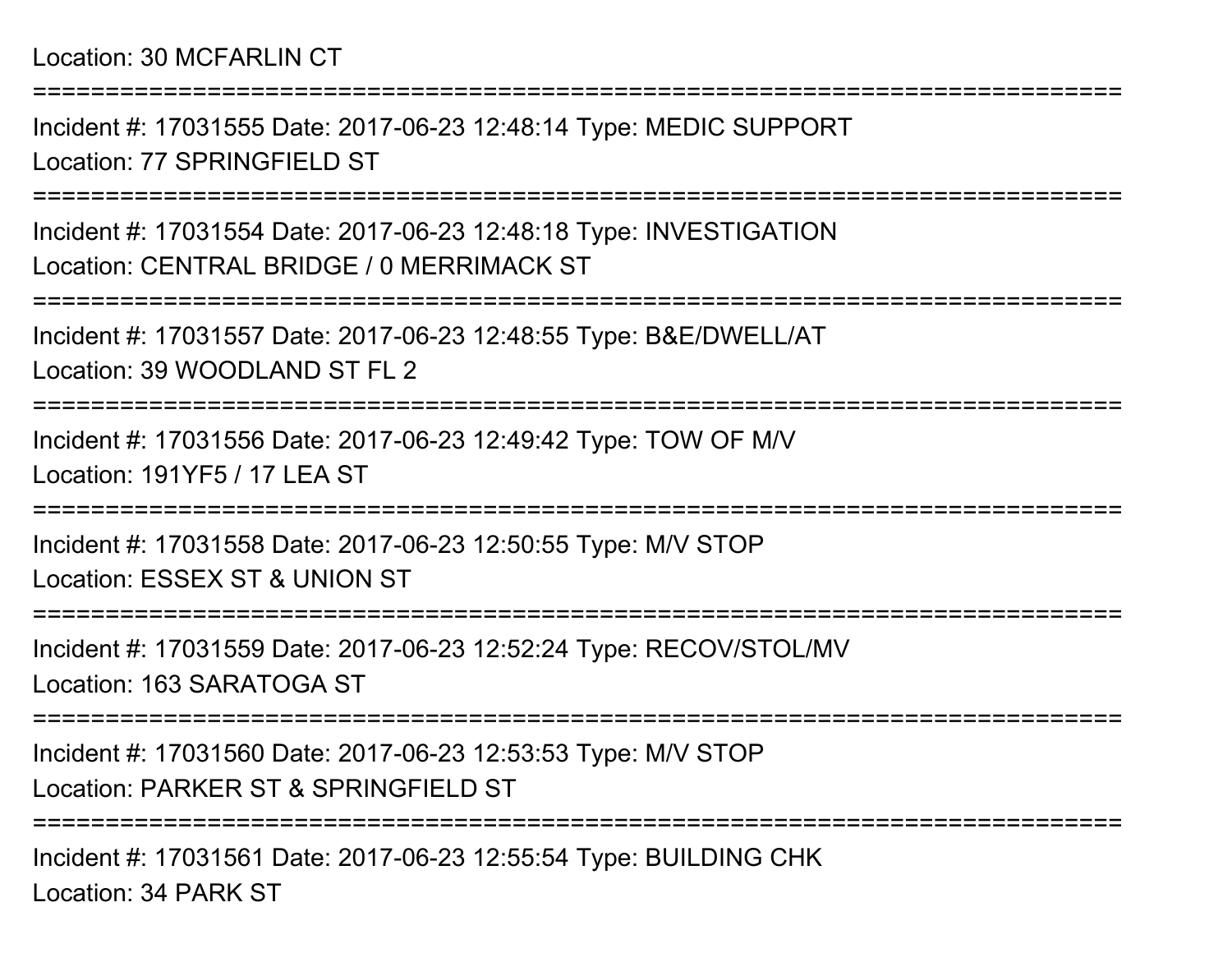Location: 30 MCFARLIN CT

===========================================================================

Incident #: 17031555 Date: 2017-06-23 12:48:14 Type: MEDIC SUPPORT
Location: 77 SPRINGFIELD ST

===========================================================================

Incident #: 17031554 Date: 2017-06-23 12:48:18 Type: INVESTIGATION
Location: CENTRAL BRIDGE / 0 MERRIMACK ST

===========================================================================

Incident #: 17031557 Date: 2017-06-23 12:48:55 Type: B&E/DWELL/AT
Location: 39 WOODLAND ST FL 2

===========================================================================

Incident #: 17031556 Date: 2017-06-23 12:49:42 Type: TOW OF M/V
Location: 191YF5 / 17 LEA ST

===========================================================================

Incident #: 17031558 Date: 2017-06-23 12:50:55 Type: M/V STOP
Location: ESSEX ST & UNION ST

===========================================================================

Incident #: 17031559 Date: 2017-06-23 12:52:24 Type: RECOV/STOL/MV
Location: 163 SARATOGA ST

===========================================================================

Incident #: 17031560 Date: 2017-06-23 12:53:53 Type: M/V STOP
Location: PARKER ST & SPRINGFIELD ST

===========================================================================

Incident #: 17031561 Date: 2017-06-23 12:55:54 Type: BUILDING CHK
Location: 34 PARK ST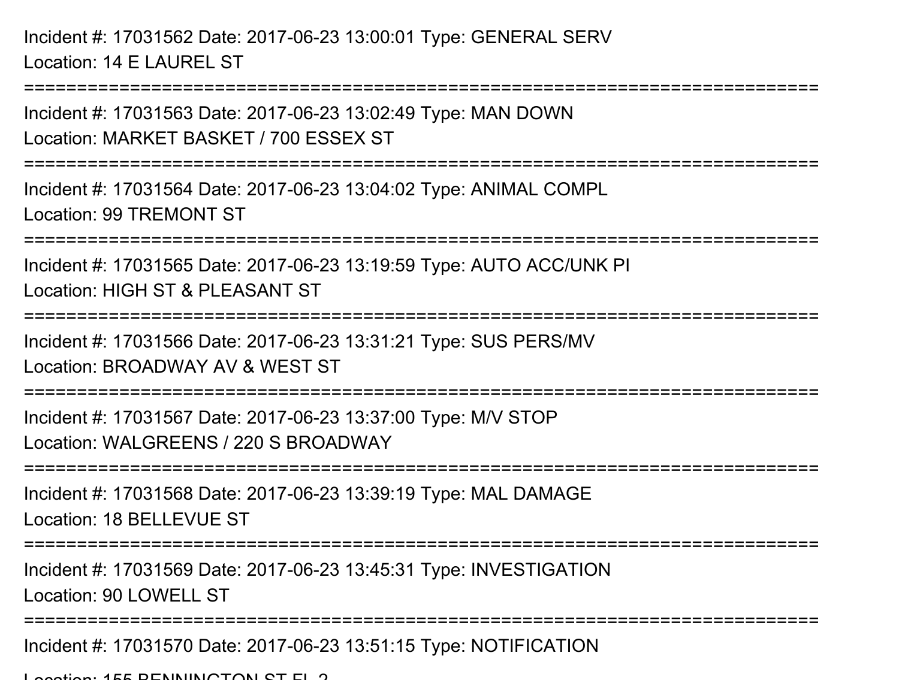Incident #: 17031562 Date: 2017-06-23 13:00:01 Type: GENERAL SERV
Location: 14 E LAUREL ST

===========================================================================

Incident #: 17031563 Date: 2017-06-23 13:02:49 Type: MAN DOWN
Location: MARKET BASKET / 700 ESSEX ST

===========================================================================

Incident #: 17031564 Date: 2017-06-23 13:04:02 Type: ANIMAL COMPL
Location: 99 TREMONT ST

===========================================================================

Incident #: 17031565 Date: 2017-06-23 13:19:59 Type: AUTO ACC/UNK PI
Location: HIGH ST & PLEASANT ST

===========================================================================

Incident #: 17031566 Date: 2017-06-23 13:31:21 Type: SUS PERS/MV
Location: BROADWAY AV & WEST ST

===========================================================================

Incident #: 17031567 Date: 2017-06-23 13:37:00 Type: M/V STOP
Location: WALGREENS / 220 S BROADWAY

===========================================================================

Incident #: 17031568 Date: 2017-06-23 13:39:19 Type: MAL DAMAGE
Location: 18 BELLEVUE ST

===========================================================================

Incident #: 17031569 Date: 2017-06-23 13:45:31 Type: INVESTIGATION
Location: 90 LOWELL ST

===========================================================================

Incident #: 17031570 Date: 2017-06-23 13:51:15 Type: NOTIFICATION
Location: 155 BENNINGTON ST FL 2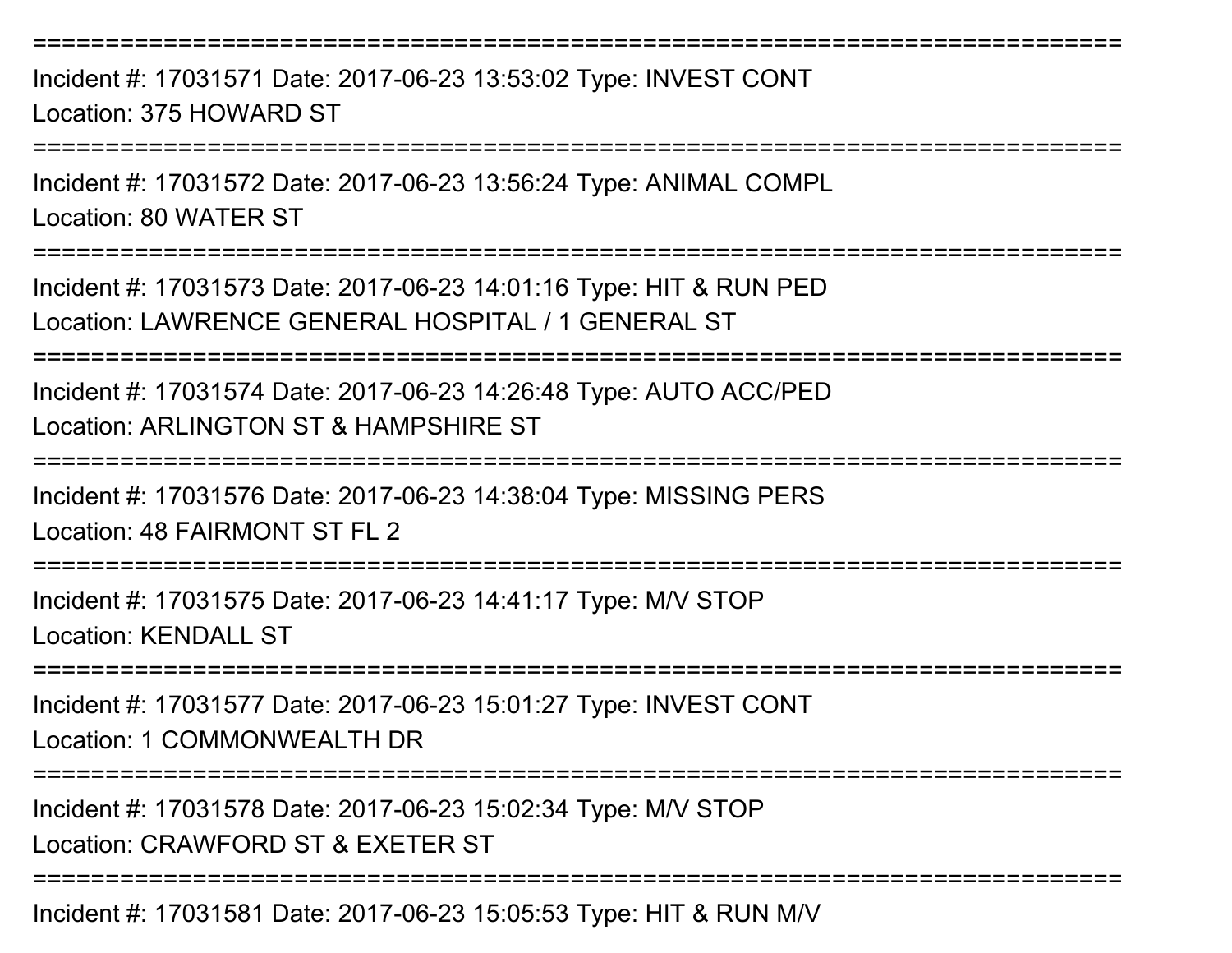===========================================================================

Incident #: 17031571 Date: 2017-06-23 13:53:02 Type: INVEST CONT
Location: 375 HOWARD ST

===========================================================================

Incident #: 17031572 Date: 2017-06-23 13:56:24 Type: ANIMAL COMPL
Location: 80 WATER ST

===========================================================================

Incident #: 17031573 Date: 2017-06-23 14:01:16 Type: HIT & RUN PED
Location: LAWRENCE GENERAL HOSPITAL / 1 GENERAL ST

===========================================================================

Incident #: 17031574 Date: 2017-06-23 14:26:48 Type: AUTO ACC/PED
Location: ARLINGTON ST & HAMPSHIRE ST

===========================================================================

Incident #: 17031576 Date: 2017-06-23 14:38:04 Type: MISSING PERS
Location: 48 FAIRMONT ST FL 2

===========================================================================

Incident #: 17031575 Date: 2017-06-23 14:41:17 Type: M/V STOP
Location: KENDALL ST

===========================================================================

Incident #: 17031577 Date: 2017-06-23 15:01:27 Type: INVEST CONT
Location: 1 COMMONWEALTH DR

===========================================================================

Incident #: 17031578 Date: 2017-06-23 15:02:34 Type: M/V STOP
Location: CRAWFORD ST & EXETER ST

===========================================================================

Incident #: 17031581 Date: 2017-06-23 15:05:53 Type: HIT & RUN M/V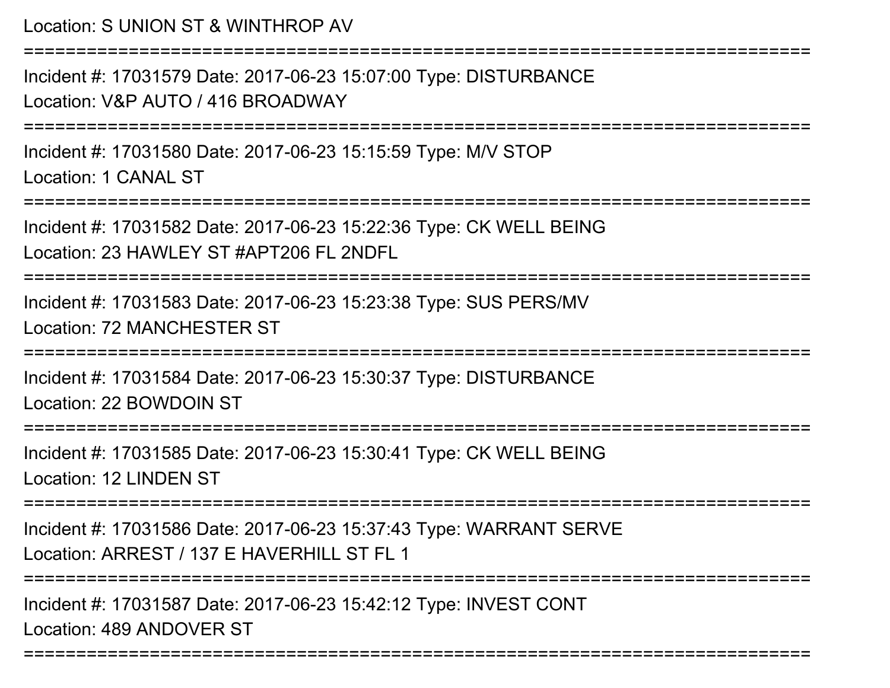Location: S UNION ST & WINTHROP AV

===========================================================================

Incident #: 17031579 Date: 2017-06-23 15:07:00 Type: DISTURBANCE

Location: V&P AUTO / 416 BROADWAY

===========================================================================

Incident #: 17031580 Date: 2017-06-23 15:15:59 Type: M/V STOP

Location: 1 CANAL ST

===========================================================================

Incident #: 17031582 Date: 2017-06-23 15:22:36 Type: CK WELL BEING

Location: 23 HAWLEY ST #APT206 FL 2NDFL

===========================================================================

Incident #: 17031583 Date: 2017-06-23 15:23:38 Type: SUS PERS/MV

Location: 72 MANCHESTER ST

===========================================================================

Incident #: 17031584 Date: 2017-06-23 15:30:37 Type: DISTURBANCE

Location: 22 BOWDOIN ST

===========================================================================

Incident #: 17031585 Date: 2017-06-23 15:30:41 Type: CK WELL BEING

Location: 12 LINDEN ST

===========================================================================

Incident #: 17031586 Date: 2017-06-23 15:37:43 Type: WARRANT SERVE

Location: ARREST / 137 E HAVERHILL ST FL 1

===========================================================================

Incident #: 17031587 Date: 2017-06-23 15:42:12 Type: INVEST CONT

Location: 489 ANDOVER ST

===========================================================================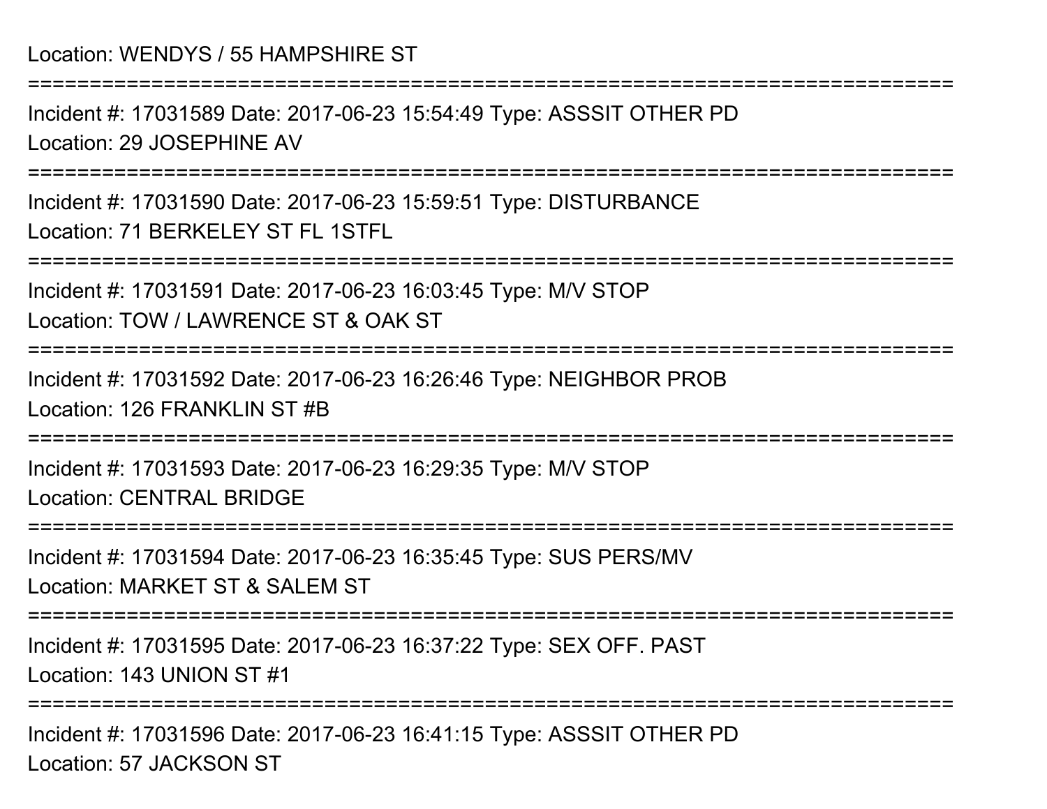Location: WENDYS / 55 HAMPSHIRE ST

===========================================================================

Incident #: 17031589 Date: 2017-06-23 15:54:49 Type: ASSSIT OTHER PD

Location: 29 JOSEPHINE AV

===========================================================================

Incident #: 17031590 Date: 2017-06-23 15:59:51 Type: DISTURBANCE

Location: 71 BERKELEY ST FL 1STFL

===========================================================================

Incident #: 17031591 Date: 2017-06-23 16:03:45 Type: M/V STOP

Location: TOW / LAWRENCE ST & OAK ST

===========================================================================

Incident #: 17031592 Date: 2017-06-23 16:26:46 Type: NEIGHBOR PROB

Location: 126 FRANKLIN ST #B

===========================================================================

Incident #: 17031593 Date: 2017-06-23 16:29:35 Type: M/V STOP

Location: CENTRAL BRIDGE

===========================================================================

Incident #: 17031594 Date: 2017-06-23 16:35:45 Type: SUS PERS/MV

Location: MARKET ST & SALEM ST

===========================================================================

Incident #: 17031595 Date: 2017-06-23 16:37:22 Type: SEX OFF. PAST

Location: 143 UNION ST #1

===========================================================================

Incident #: 17031596 Date: 2017-06-23 16:41:15 Type: ASSSIT OTHER PD

Location: 57 JACKSON ST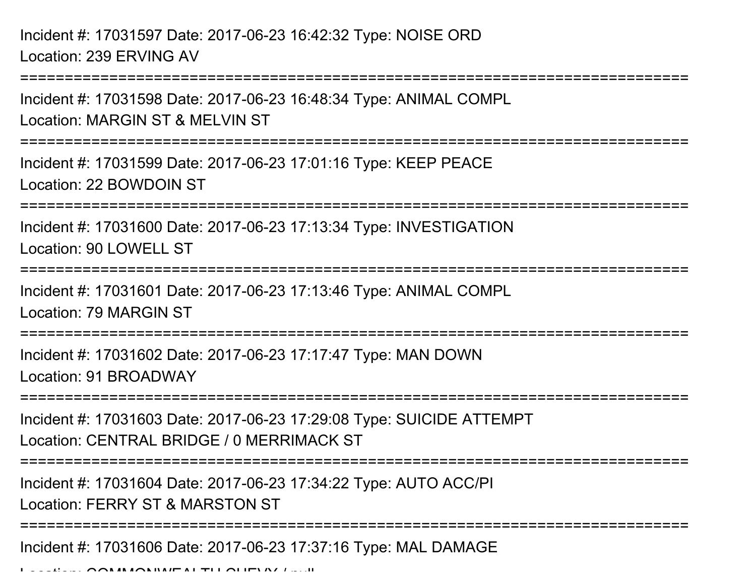Incident #: 17031597 Date: 2017-06-23 16:42:32 Type: NOISE ORD
Location: 239 ERVING AV

===========================================================================

Incident #: 17031598 Date: 2017-06-23 16:48:34 Type: ANIMAL COMPL
Location: MARGIN ST & MELVIN ST

===========================================================================

Incident #: 17031599 Date: 2017-06-23 17:01:16 Type: KEEP PEACE
Location: 22 BOWDOIN ST

===========================================================================

Incident #: 17031600 Date: 2017-06-23 17:13:34 Type: INVESTIGATION
Location: 90 LOWELL ST

===========================================================================

Incident #: 17031601 Date: 2017-06-23 17:13:46 Type: ANIMAL COMPL
Location: 79 MARGIN ST

===========================================================================

Incident #: 17031602 Date: 2017-06-23 17:17:47 Type: MAN DOWN
Location: 91 BROADWAY

===========================================================================

Incident #: 17031603 Date: 2017-06-23 17:29:08 Type: SUICIDE ATTEMPT
Location: CENTRAL BRIDGE / 0 MERRIMACK ST

===========================================================================

Incident #: 17031604 Date: 2017-06-23 17:34:22 Type: AUTO ACC/PI
Location: FERRY ST & MARSTON ST

===========================================================================

Incident #: 17031606 Date: 2017-06-23 17:37:16 Type: MAL DAMAGE
Location: COMMONWEALTH CHEVY / null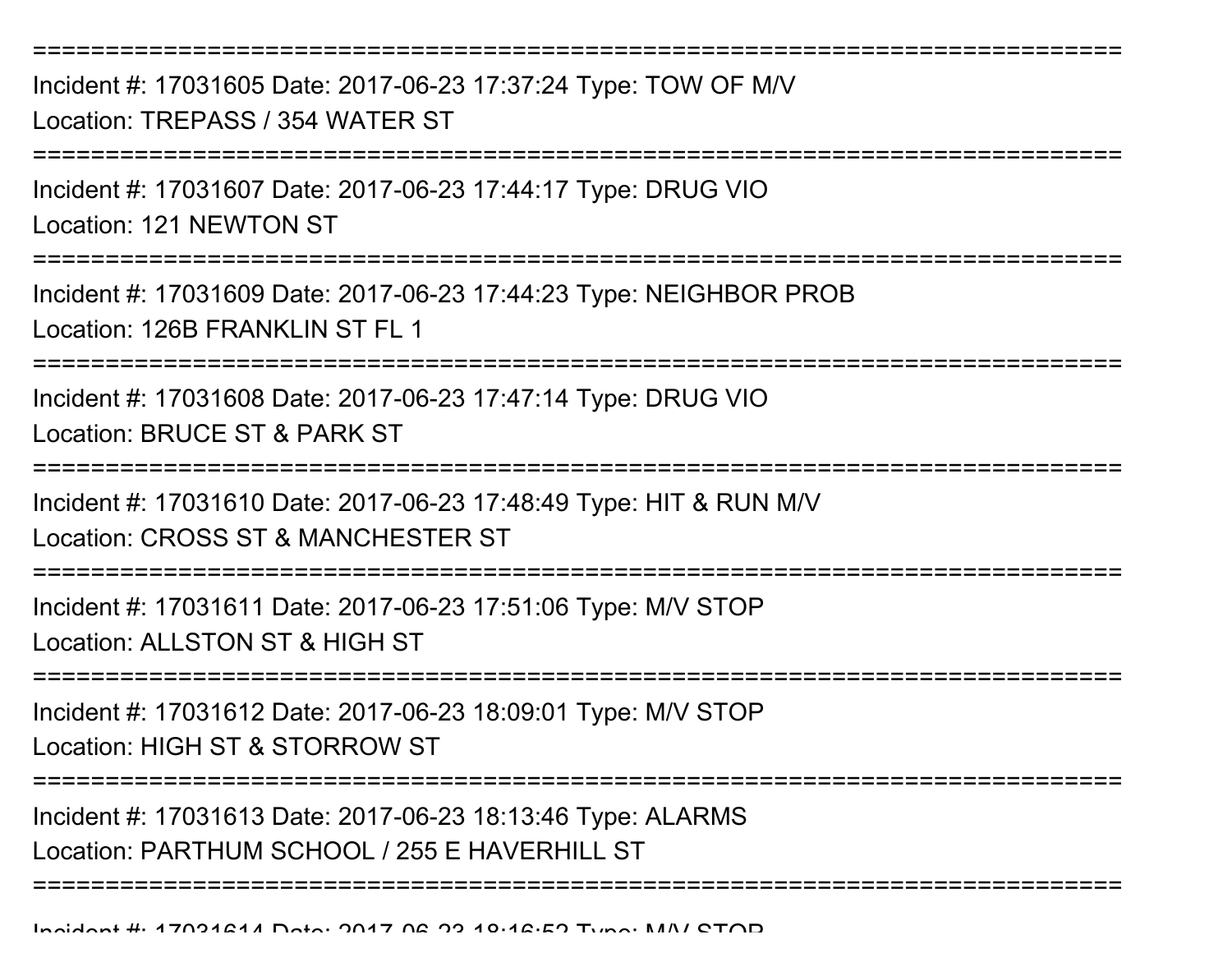===========================================================================

Incident #: 17031605 Date: 2017-06-23 17:37:24 Type: TOW OF M/V
Location: TREPASS / 354 WATER ST

===========================================================================

Incident #: 17031607 Date: 2017-06-23 17:44:17 Type: DRUG VIO
Location: 121 NEWTON ST

===========================================================================

Incident #: 17031609 Date: 2017-06-23 17:44:23 Type: NEIGHBOR PROB
Location: 126B FRANKLIN ST FL 1

===========================================================================

Incident #: 17031608 Date: 2017-06-23 17:47:14 Type: DRUG VIO
Location: BRUCE ST & PARK ST

===========================================================================

Incident #: 17031610 Date: 2017-06-23 17:48:49 Type: HIT & RUN M/V
Location: CROSS ST & MANCHESTER ST

===========================================================================

Incident #: 17031611 Date: 2017-06-23 17:51:06 Type: M/V STOP
Location: ALLSTON ST & HIGH ST

===========================================================================

Incident #: 17031612 Date: 2017-06-23 18:09:01 Type: M/V STOP
Location: HIGH ST & STORROW ST

===========================================================================

Incident #: 17031613 Date: 2017-06-23 18:13:46 Type: ALARMS
Location: PARTHUM SCHOOL / 255 E HAVERHILL ST

===========================================================================

Incident #: 17031614 Date: 2017-06-23 18:16:52 Type: M/V STOP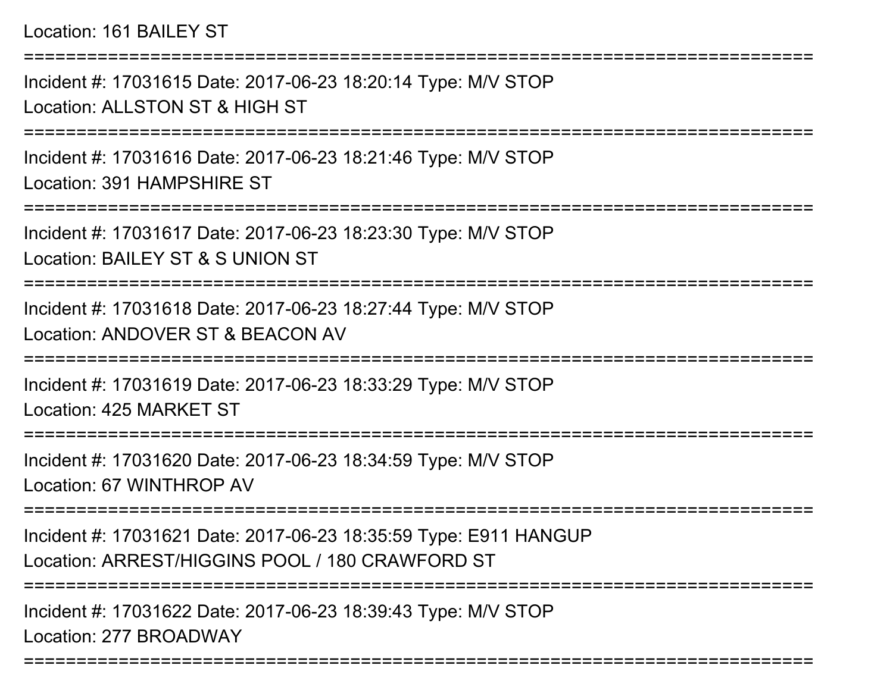Location: 161 BAILEY ST

===========================================================================

Incident #: 17031615 Date: 2017-06-23 18:20:14 Type: M/V STOP

Location: ALLSTON ST & HIGH ST

===========================================================================

Incident #: 17031616 Date: 2017-06-23 18:21:46 Type: M/V STOP

Location: 391 HAMPSHIRE ST

===========================================================================

Incident #: 17031617 Date: 2017-06-23 18:23:30 Type: M/V STOP

Location: BAILEY ST & S UNION ST

===========================================================================

Incident #: 17031618 Date: 2017-06-23 18:27:44 Type: M/V STOP

Location: ANDOVER ST & BEACON AV

===========================================================================

Incident #: 17031619 Date: 2017-06-23 18:33:29 Type: M/V STOP

Location: 425 MARKET ST

===========================================================================

Incident #: 17031620 Date: 2017-06-23 18:34:59 Type: M/V STOP

Location: 67 WINTHROP AV

===========================================================================

Incident #: 17031621 Date: 2017-06-23 18:35:59 Type: E911 HANGUP

Location: ARREST/HIGGINS POOL / 180 CRAWFORD ST

===========================================================================

Incident #: 17031622 Date: 2017-06-23 18:39:43 Type: M/V STOP

Location: 277 BROADWAY

===========================================================================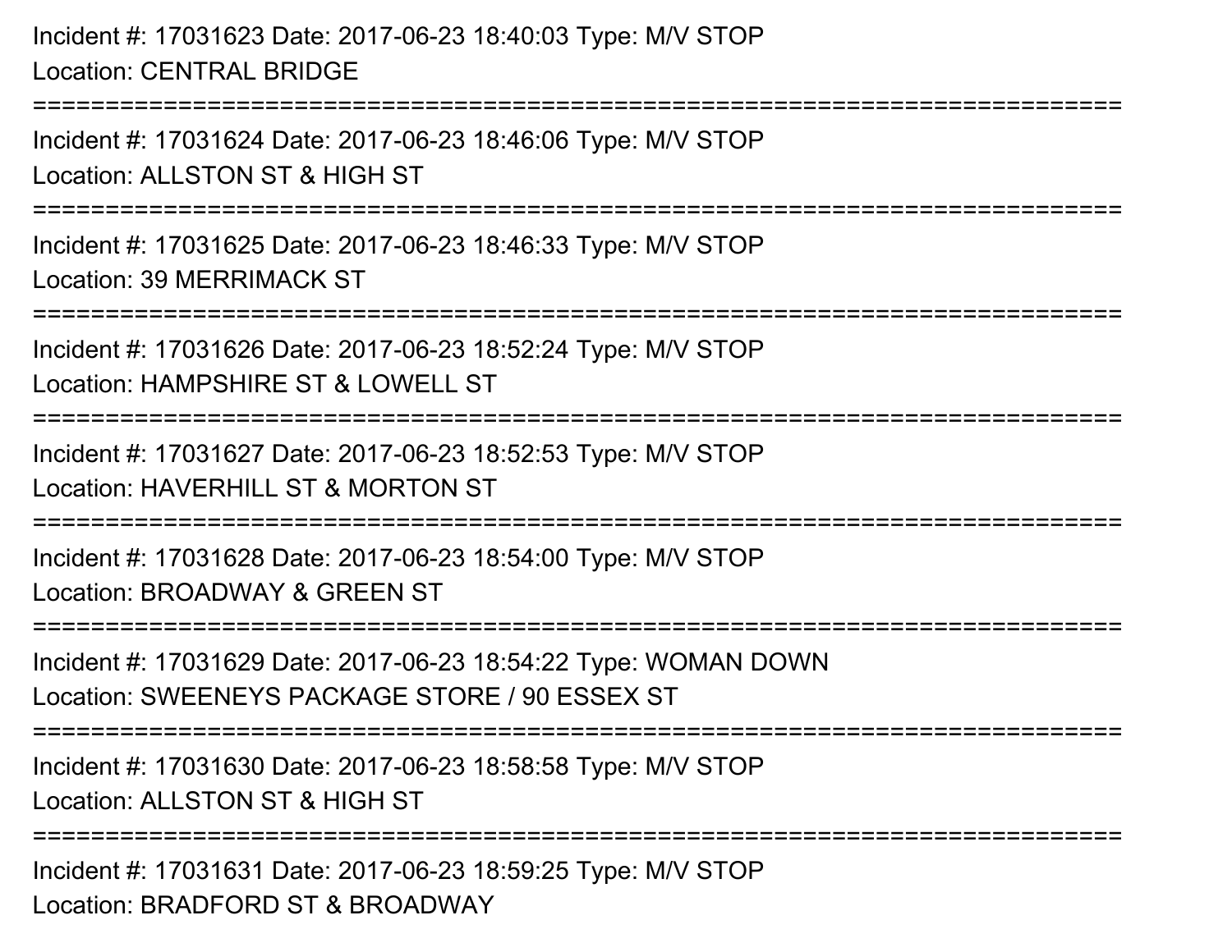Incident #: 17031623 Date: 2017-06-23 18:40:03 Type: M/V STOP
Location: CENTRAL BRIDGE

===========================================================================

Incident #: 17031624 Date: 2017-06-23 18:46:06 Type: M/V STOP
Location: ALLSTON ST & HIGH ST

===========================================================================

Incident #: 17031625 Date: 2017-06-23 18:46:33 Type: M/V STOP
Location: 39 MERRIMACK ST

===========================================================================

Incident #: 17031626 Date: 2017-06-23 18:52:24 Type: M/V STOP
Location: HAMPSHIRE ST & LOWELL ST

===========================================================================

Incident #: 17031627 Date: 2017-06-23 18:52:53 Type: M/V STOP
Location: HAVERHILL ST & MORTON ST

===========================================================================

Incident #: 17031628 Date: 2017-06-23 18:54:00 Type: M/V STOP
Location: BROADWAY & GREEN ST

===========================================================================

Incident #: 17031629 Date: 2017-06-23 18:54:22 Type: WOMAN DOWN
Location: SWEENEYS PACKAGE STORE / 90 ESSEX ST

===========================================================================

Incident #: 17031630 Date: 2017-06-23 18:58:58 Type: M/V STOP
Location: ALLSTON ST & HIGH ST

===========================================================================

Incident #: 17031631 Date: 2017-06-23 18:59:25 Type: M/V STOP
Location: BRADFORD ST & BROADWAY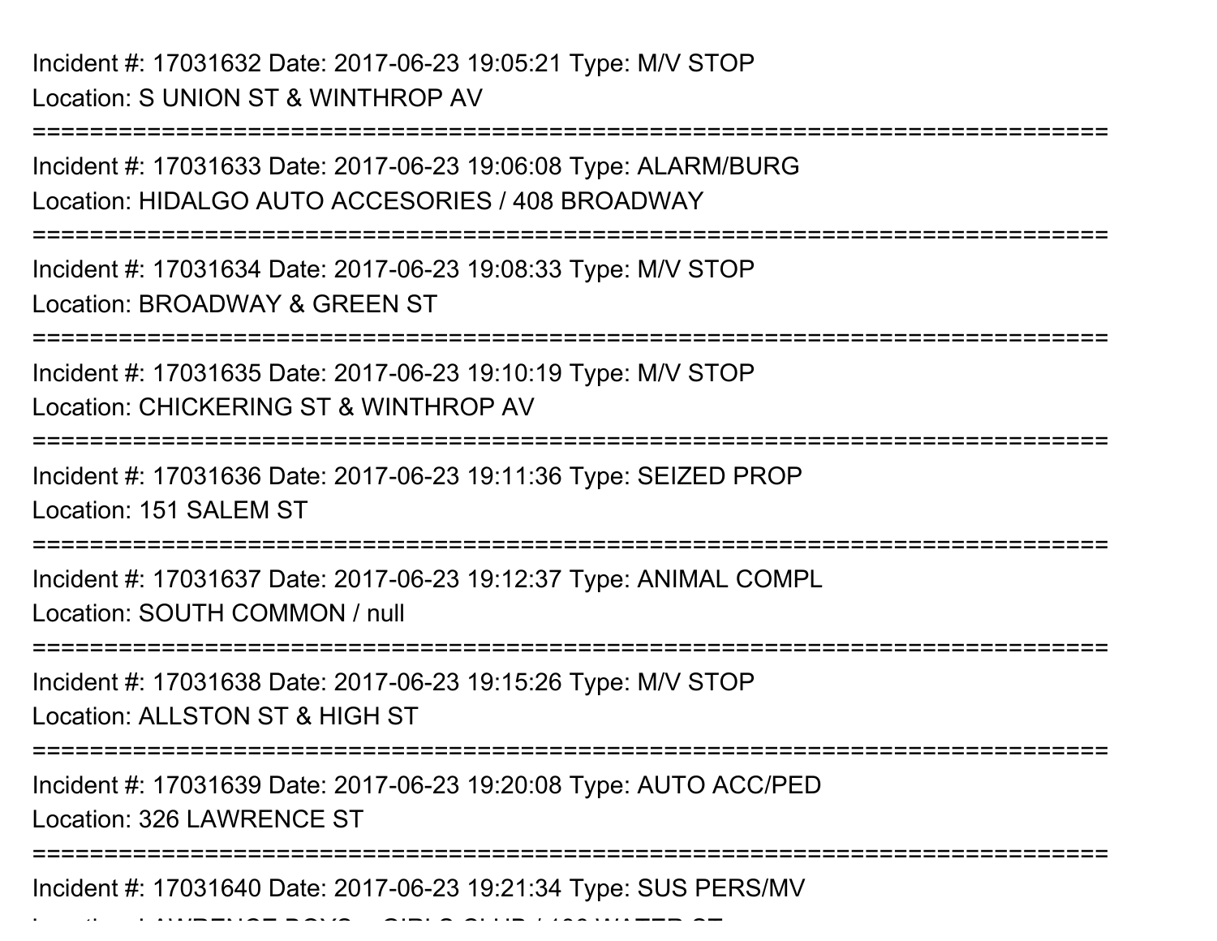Incident #: 17031632 Date: 2017-06-23 19:05:21 Type: M/V STOP
Location: S UNION ST & WINTHROP AV

===========================================================================

Incident #: 17031633 Date: 2017-06-23 19:06:08 Type: ALARM/BURG
Location: HIDALGO AUTO ACCESORIES / 408 BROADWAY

===========================================================================

Incident #: 17031634 Date: 2017-06-23 19:08:33 Type: M/V STOP
Location: BROADWAY & GREEN ST

===========================================================================

Incident #: 17031635 Date: 2017-06-23 19:10:19 Type: M/V STOP
Location: CHICKERING ST & WINTHROP AV

===========================================================================

Incident #: 17031636 Date: 2017-06-23 19:11:36 Type: SEIZED PROP
Location: 151 SALEM ST

===========================================================================

Incident #: 17031637 Date: 2017-06-23 19:12:37 Type: ANIMAL COMPL
Location: SOUTH COMMON / null

===========================================================================

Incident #: 17031638 Date: 2017-06-23 19:15:26 Type: M/V STOP
Location: ALLSTON ST & HIGH ST

===========================================================================

Incident #: 17031639 Date: 2017-06-23 19:20:08 Type: AUTO ACC/PED
Location: 326 LAWRENCE ST

===========================================================================

Incident #: 17031640 Date: 2017-06-23 19:21:34 Type: SUS PERS/MV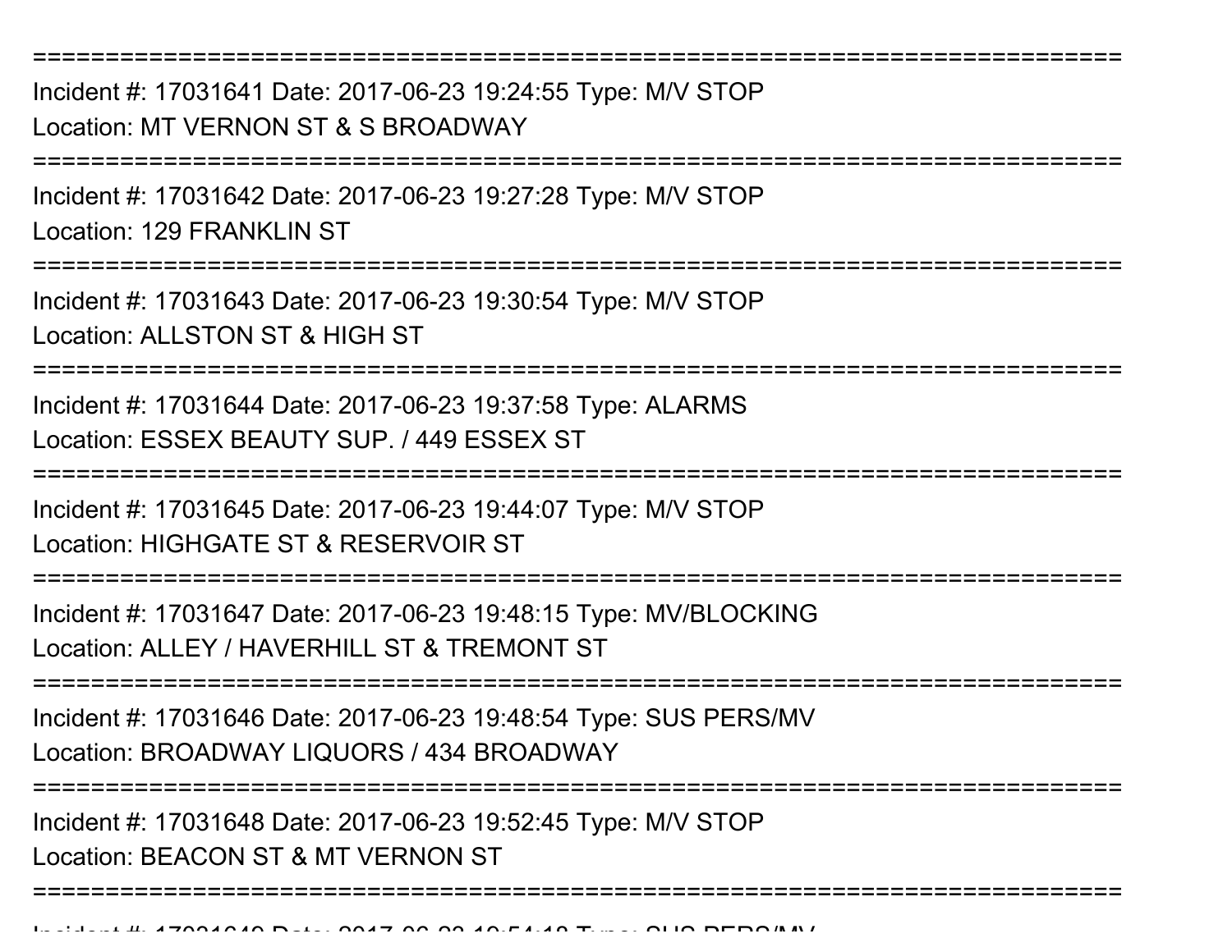===========================================================================

Incident #: 17031641 Date: 2017-06-23 19:24:55 Type: M/V STOP
Location: MT VERNON ST & S BROADWAY

===========================================================================

Incident #: 17031642 Date: 2017-06-23 19:27:28 Type: M/V STOP
Location: 129 FRANKLIN ST

===========================================================================

Incident #: 17031643 Date: 2017-06-23 19:30:54 Type: M/V STOP
Location: ALLSTON ST & HIGH ST

===========================================================================

Incident #: 17031644 Date: 2017-06-23 19:37:58 Type: ALARMS
Location: ESSEX BEAUTY SUP. / 449 ESSEX ST

===========================================================================

Incident #: 17031645 Date: 2017-06-23 19:44:07 Type: M/V STOP
Location: HIGHGATE ST & RESERVOIR ST

===========================================================================

Incident #: 17031647 Date: 2017-06-23 19:48:15 Type: MV/BLOCKING
Location: ALLEY / HAVERHILL ST & TREMONT ST

===========================================================================

Incident #: 17031646 Date: 2017-06-23 19:48:54 Type: SUS PERS/MV
Location: BROADWAY LIQUORS / 434 BROADWAY

===========================================================================

Incident #: 17031648 Date: 2017-06-23 19:52:45 Type: M/V STOP
Location: BEACON ST & MT VERNON ST

===========================================================================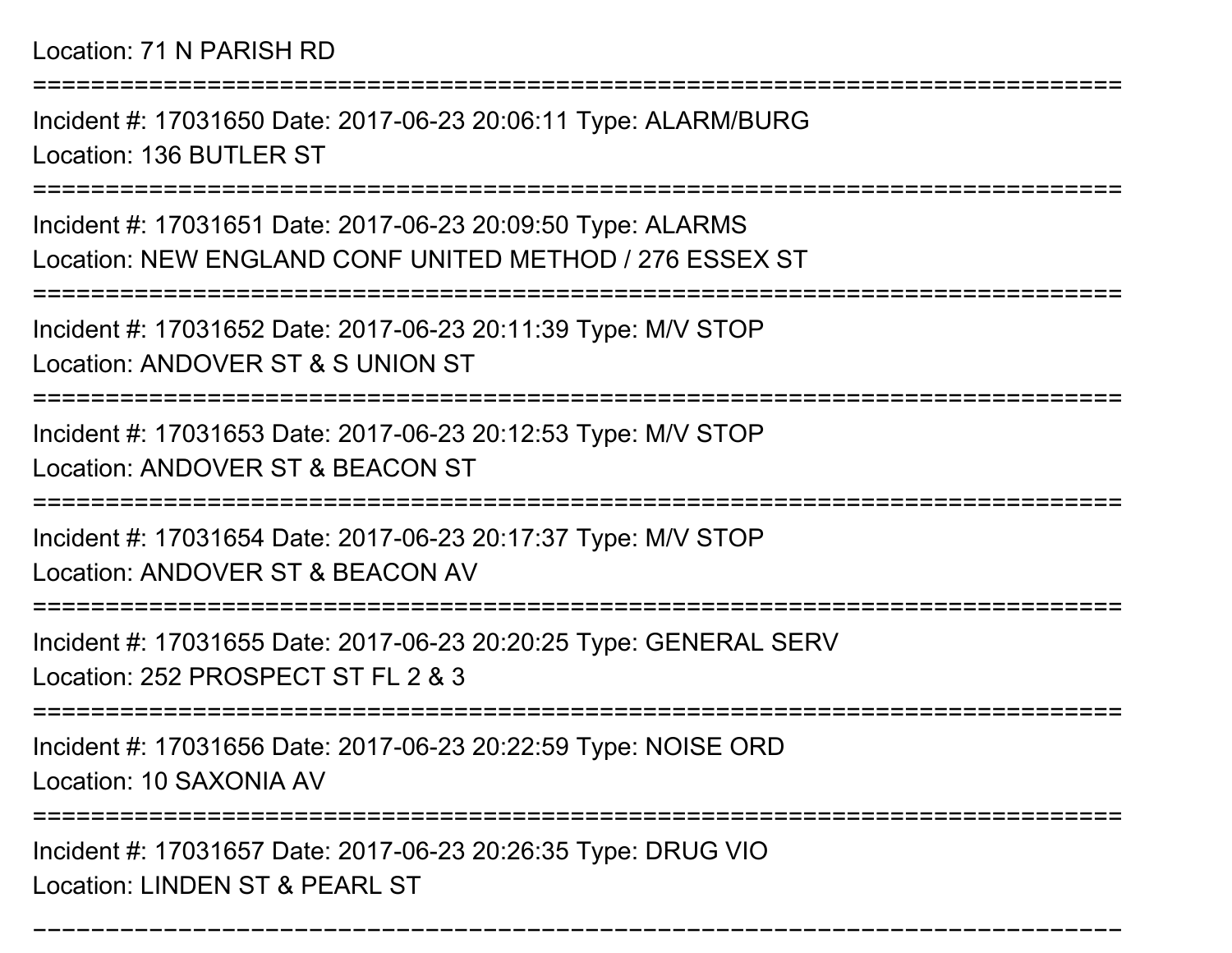Location: 71 N PARISH RD

===========================================================================

Incident #: 17031650 Date: 2017-06-23 20:06:11 Type: ALARM/BURG

Location: 136 BUTLER ST

===========================================================================

Incident #: 17031651 Date: 2017-06-23 20:09:50 Type: ALARMS

Location: NEW ENGLAND CONF UNITED METHOD / 276 ESSEX ST

===========================================================================

Incident #: 17031652 Date: 2017-06-23 20:11:39 Type: M/V STOP

Location: ANDOVER ST & S UNION ST

===========================================================================

Incident #: 17031653 Date: 2017-06-23 20:12:53 Type: M/V STOP

Location: ANDOVER ST & BEACON ST

===========================================================================

Incident #: 17031654 Date: 2017-06-23 20:17:37 Type: M/V STOP

Location: ANDOVER ST & BEACON AV

===========================================================================

Incident #: 17031655 Date: 2017-06-23 20:20:25 Type: GENERAL SERV

Location: 252 PROSPECT ST FL 2 & 3

===========================================================================

Incident #: 17031656 Date: 2017-06-23 20:22:59 Type: NOISE ORD

Location: 10 SAXONIA AV

===========================================================================

Incident #: 17031657 Date: 2017-06-23 20:26:35 Type: DRUG VIO

Location: LINDEN ST & PEARL ST

===========================================================================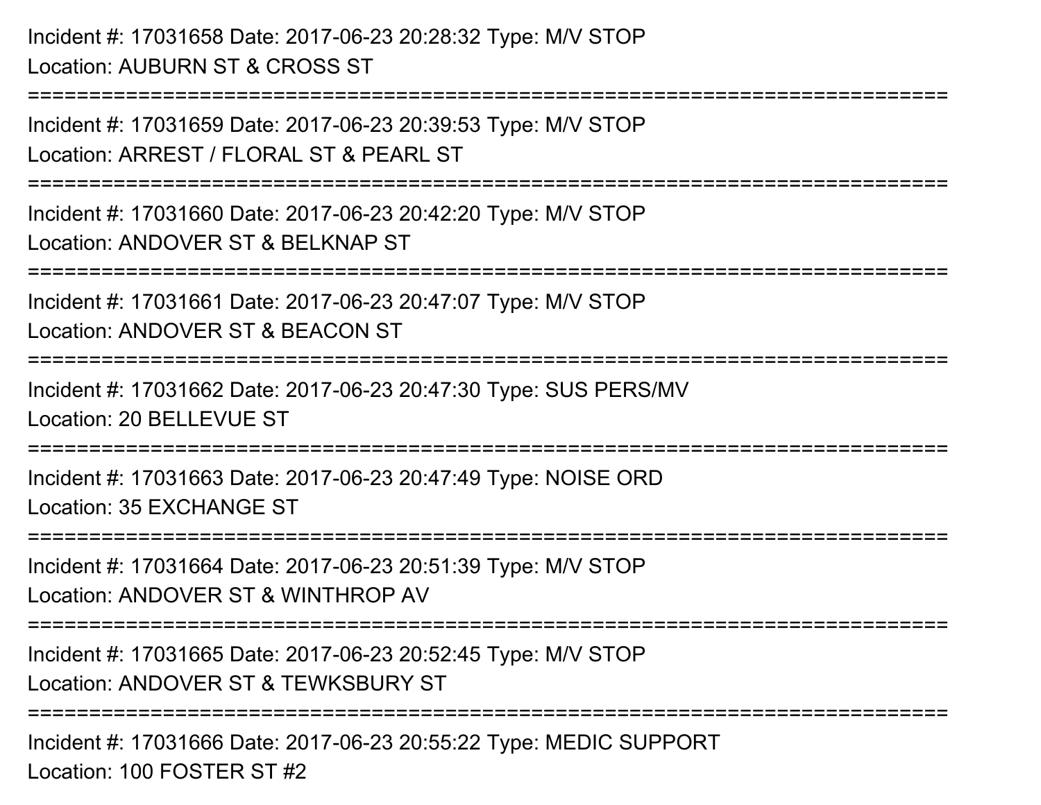Incident #: 17031658 Date: 2017-06-23 20:28:32 Type: M/V STOP
Location: AUBURN ST & CROSS ST

===========================================================================

Incident #: 17031659 Date: 2017-06-23 20:39:53 Type: M/V STOP
Location: ARREST / FLORAL ST & PEARL ST

===========================================================================

Incident #: 17031660 Date: 2017-06-23 20:42:20 Type: M/V STOP
Location: ANDOVER ST & BELKNAP ST

===========================================================================

Incident #: 17031661 Date: 2017-06-23 20:47:07 Type: M/V STOP
Location: ANDOVER ST & BEACON ST

===========================================================================

Incident #: 17031662 Date: 2017-06-23 20:47:30 Type: SUS PERS/MV
Location: 20 BELLEVUE ST

===========================================================================

Incident #: 17031663 Date: 2017-06-23 20:47:49 Type: NOISE ORD
Location: 35 EXCHANGE ST

===========================================================================

Incident #: 17031664 Date: 2017-06-23 20:51:39 Type: M/V STOP
Location: ANDOVER ST & WINTHROP AV

===========================================================================

Incident #: 17031665 Date: 2017-06-23 20:52:45 Type: M/V STOP
Location: ANDOVER ST & TEWKSBURY ST

===========================================================================

Incident #: 17031666 Date: 2017-06-23 20:55:22 Type: MEDIC SUPPORT
Location: 100 FOSTER ST #2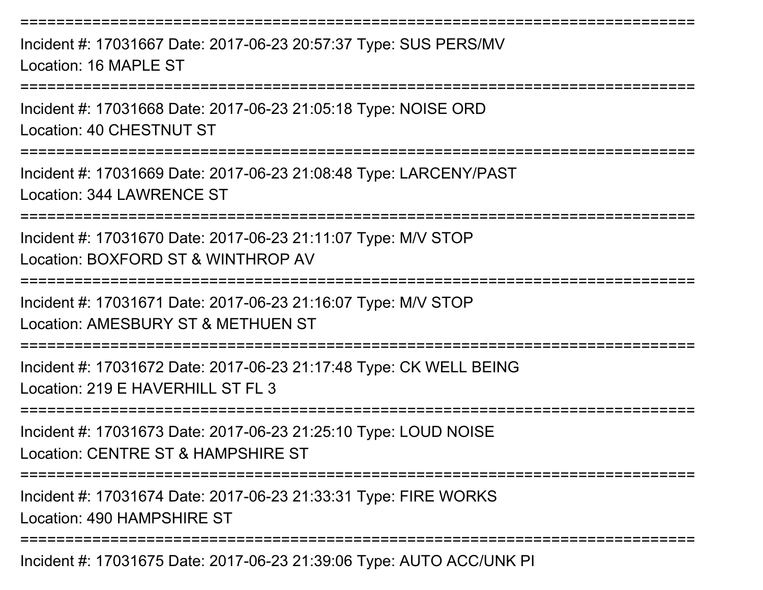===========================================================================
Incident #: 17031667 Date: 2017-06-23 20:57:37 Type: SUS PERS/MV
Location: 16 MAPLE ST
===========================================================================
Incident #: 17031668 Date: 2017-06-23 21:05:18 Type: NOISE ORD
Location: 40 CHESTNUT ST
===========================================================================
Incident #: 17031669 Date: 2017-06-23 21:08:48 Type: LARCENY/PAST
Location: 344 LAWRENCE ST
===========================================================================
Incident #: 17031670 Date: 2017-06-23 21:11:07 Type: M/V STOP
Location: BOXFORD ST & WINTHROP AV
===========================================================================
Incident #: 17031671 Date: 2017-06-23 21:16:07 Type: M/V STOP
Location: AMESBURY ST & METHUEN ST
===========================================================================
Incident #: 17031672 Date: 2017-06-23 21:17:48 Type: CK WELL BEING
Location: 219 E HAVERHILL ST FL 3
===========================================================================
Incident #: 17031673 Date: 2017-06-23 21:25:10 Type: LOUD NOISE
Location: CENTRE ST & HAMPSHIRE ST
===========================================================================
Incident #: 17031674 Date: 2017-06-23 21:33:31 Type: FIRE WORKS
Location: 490 HAMPSHIRE ST
===========================================================================
Incident #: 17031675 Date: 2017-06-23 21:39:06 Type: AUTO ACC/UNK PI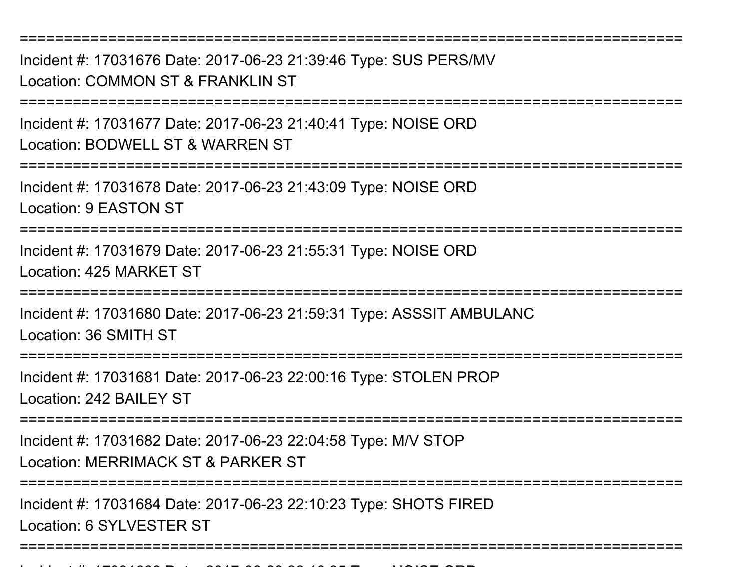===========================================================================

Incident #: 17031676 Date: 2017-06-23 21:39:46 Type: SUS PERS/MV

Location: COMMON ST & FRANKLIN ST

===========================================================================

Incident #: 17031677 Date: 2017-06-23 21:40:41 Type: NOISE ORD

Location: BODWELL ST & WARREN ST

===========================================================================

Incident #: 17031678 Date: 2017-06-23 21:43:09 Type: NOISE ORD

Location: 9 EASTON ST

===========================================================================

Incident #: 17031679 Date: 2017-06-23 21:55:31 Type: NOISE ORD

Location: 425 MARKET ST

===========================================================================

Incident #: 17031680 Date: 2017-06-23 21:59:31 Type: ASSSIT AMBULANC

Location: 36 SMITH ST

===========================================================================

Incident #: 17031681 Date: 2017-06-23 22:00:16 Type: STOLEN PROP

Location: 242 BAILEY ST

===========================================================================

Incident #: 17031682 Date: 2017-06-23 22:04:58 Type: M/V STOP

Location: MERRIMACK ST & PARKER ST

===========================================================================

Incident #: 17031684 Date: 2017-06-23 22:10:23 Type: SHOTS FIRED

Location: 6 SYLVESTER ST

===========================================================================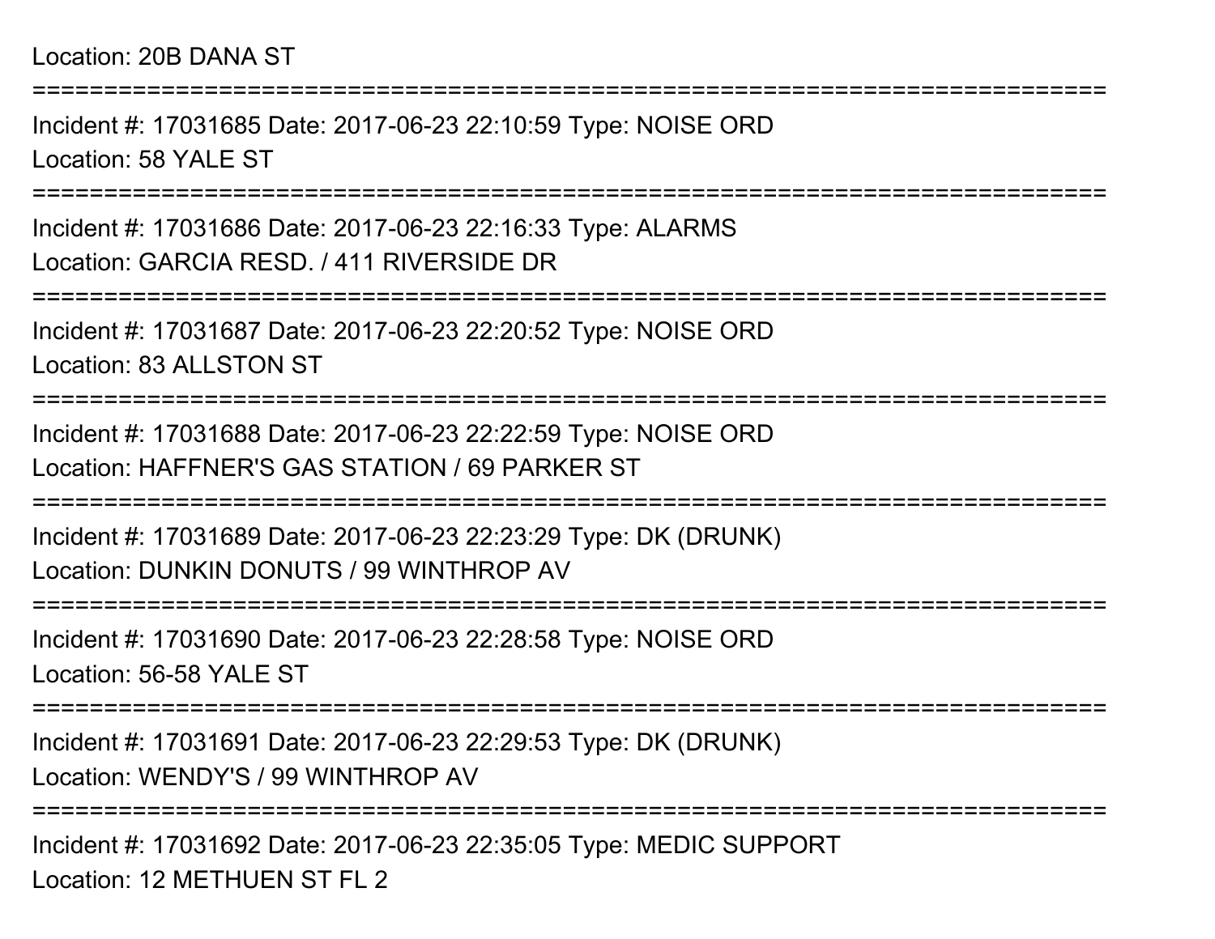Location: 20B DANA ST

===========================================================================

Incident #: 17031685 Date: 2017-06-23 22:10:59 Type: NOISE ORD
Location: 58 YALE ST

===========================================================================

Incident #: 17031686 Date: 2017-06-23 22:16:33 Type: ALARMS
Location: GARCIA RESD. / 411 RIVERSIDE DR

===========================================================================

Incident #: 17031687 Date: 2017-06-23 22:20:52 Type: NOISE ORD
Location: 83 ALLSTON ST

===========================================================================

Incident #: 17031688 Date: 2017-06-23 22:22:59 Type: NOISE ORD
Location: HAFFNER'S GAS STATION / 69 PARKER ST

===========================================================================

Incident #: 17031689 Date: 2017-06-23 22:23:29 Type: DK (DRUNK)
Location: DUNKIN DONUTS / 99 WINTHROP AV

===========================================================================

Incident #: 17031690 Date: 2017-06-23 22:28:58 Type: NOISE ORD
Location: 56-58 YALE ST

===========================================================================

Incident #: 17031691 Date: 2017-06-23 22:29:53 Type: DK (DRUNK)
Location: WENDY'S / 99 WINTHROP AV

===========================================================================

Incident #: 17031692 Date: 2017-06-23 22:35:05 Type: MEDIC SUPPORT
Location: 12 METHUEN ST FL 2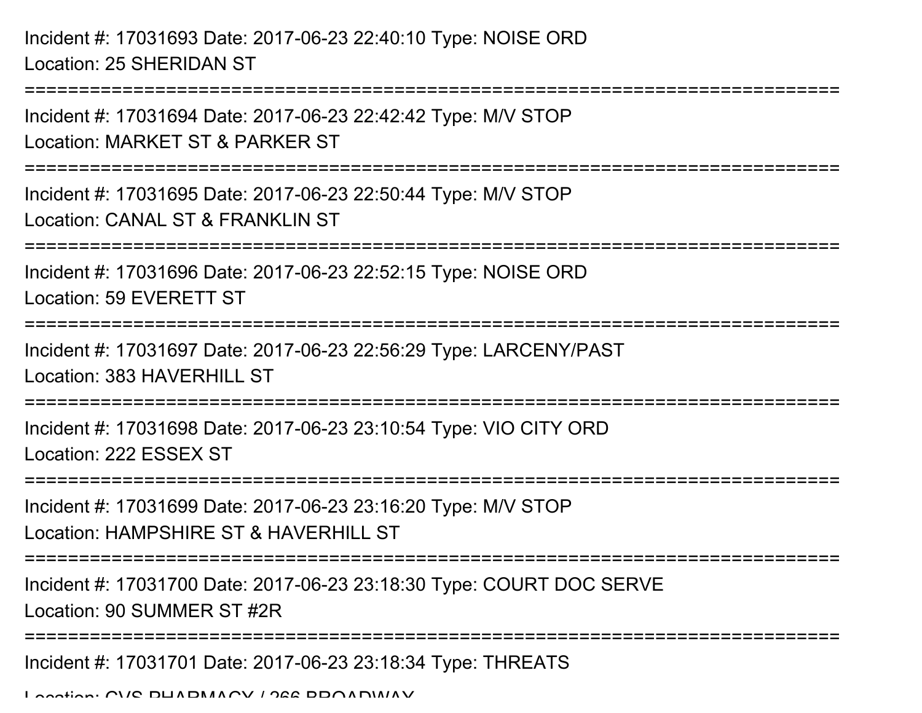Incident #: 17031693 Date: 2017-06-23 22:40:10 Type: NOISE ORD
Location: 25 SHERIDAN ST

===========================================================================

Incident #: 17031694 Date: 2017-06-23 22:42:42 Type: M/V STOP
Location: MARKET ST & PARKER ST

===========================================================================

Incident #: 17031695 Date: 2017-06-23 22:50:44 Type: M/V STOP
Location: CANAL ST & FRANKLIN ST

===========================================================================

Incident #: 17031696 Date: 2017-06-23 22:52:15 Type: NOISE ORD
Location: 59 EVERETT ST

===========================================================================

Incident #: 17031697 Date: 2017-06-23 22:56:29 Type: LARCENY/PAST
Location: 383 HAVERHILL ST

===========================================================================

Incident #: 17031698 Date: 2017-06-23 23:10:54 Type: VIO CITY ORD
Location: 222 ESSEX ST

===========================================================================

Incident #: 17031699 Date: 2017-06-23 23:16:20 Type: M/V STOP
Location: HAMPSHIRE ST & HAVERHILL ST

===========================================================================

Incident #: 17031700 Date: 2017-06-23 23:18:30 Type: COURT DOC SERVE
Location: 90 SUMMER ST #2R

===========================================================================

Incident #: 17031701 Date: 2017-06-23 23:18:34 Type: THREATS
Location: CVS PHARMACY / 266 BROADWAY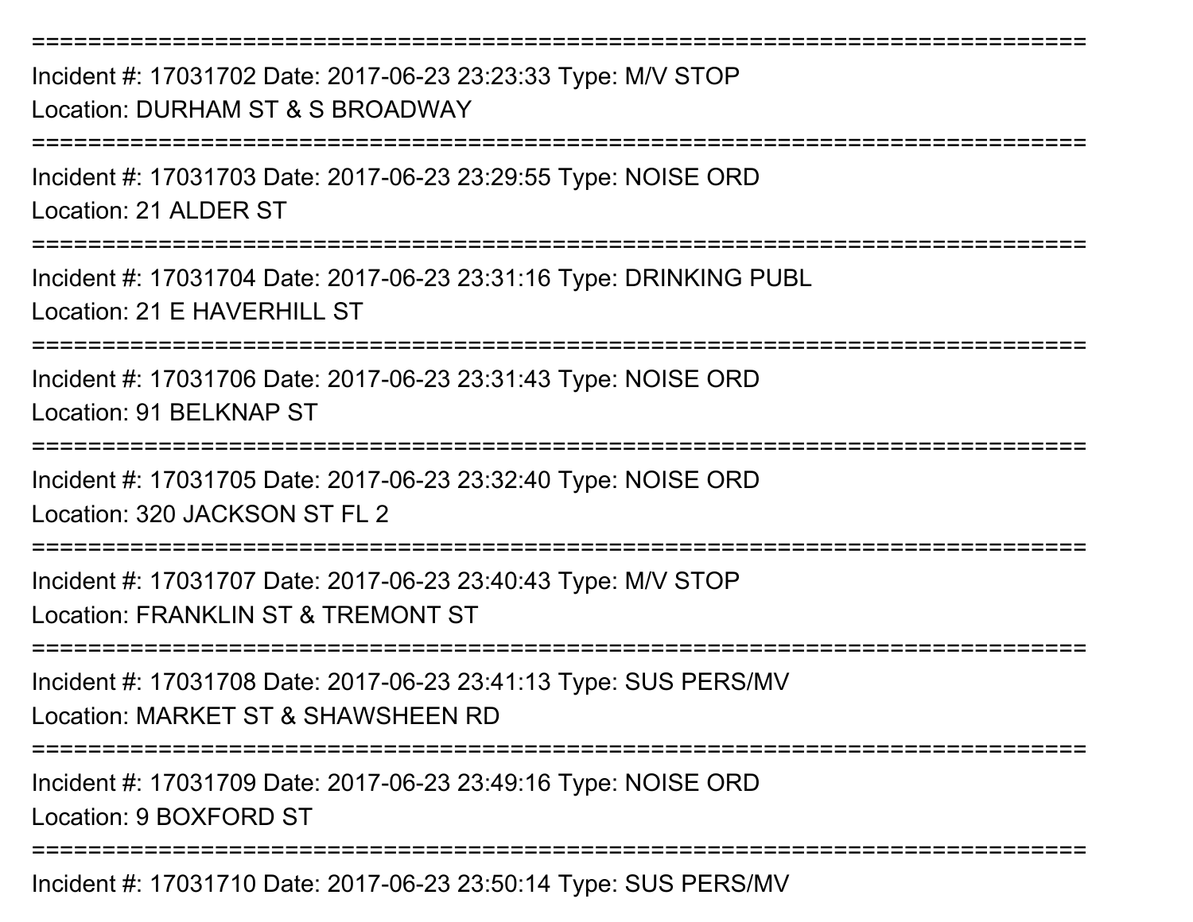===========================================================================

Incident #: 17031702 Date: 2017-06-23 23:23:33 Type: M/V STOP
Location: DURHAM ST & S BROADWAY

===========================================================================

Incident #: 17031703 Date: 2017-06-23 23:29:55 Type: NOISE ORD
Location: 21 ALDER ST

===========================================================================

Incident #: 17031704 Date: 2017-06-23 23:31:16 Type: DRINKING PUBL
Location: 21 E HAVERHILL ST

===========================================================================

Incident #: 17031706 Date: 2017-06-23 23:31:43 Type: NOISE ORD
Location: 91 BELKNAP ST

===========================================================================

Incident #: 17031705 Date: 2017-06-23 23:32:40 Type: NOISE ORD
Location: 320 JACKSON ST FL 2

===========================================================================

Incident #: 17031707 Date: 2017-06-23 23:40:43 Type: M/V STOP
Location: FRANKLIN ST & TREMONT ST

===========================================================================

Incident #: 17031708 Date: 2017-06-23 23:41:13 Type: SUS PERS/MV
Location: MARKET ST & SHAWSHEEN RD

===========================================================================

Incident #: 17031709 Date: 2017-06-23 23:49:16 Type: NOISE ORD
Location: 9 BOXFORD ST

===========================================================================

Incident #: 17031710 Date: 2017-06-23 23:50:14 Type: SUS PERS/MV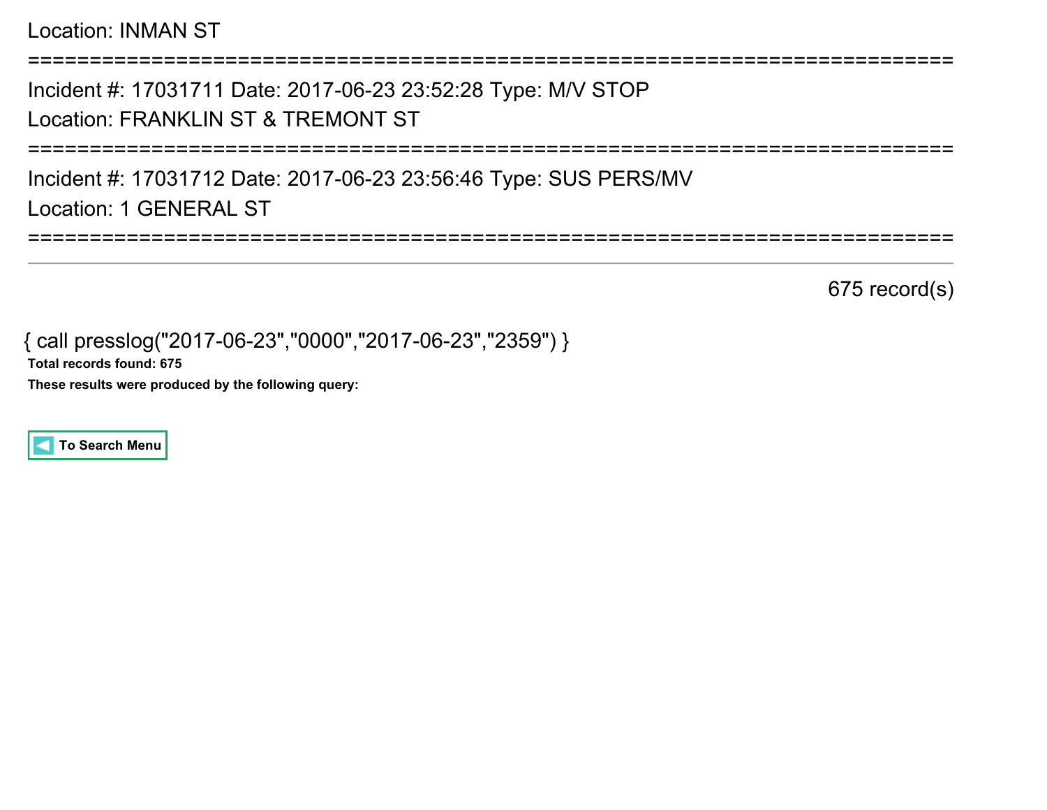Location: INMAN ST

===========================================================================

Incident #: 17031711 Date: 2017-06-23 23:52:28 Type: M/V STOP

Location: FRANKLIN ST & TREMONT ST

===========================================================================

Incident #: 17031712 Date: 2017-06-23 23:56:46 Type: SUS PERS/MV

Location: 1 GENERAL ST

===========================================================================

---

675 record(s)

{ call presslog("2017-06-23","0000","2017-06-23","2359") }

**Total records found: 675**

**These results were produced by the following query:**

**To Search Menu**